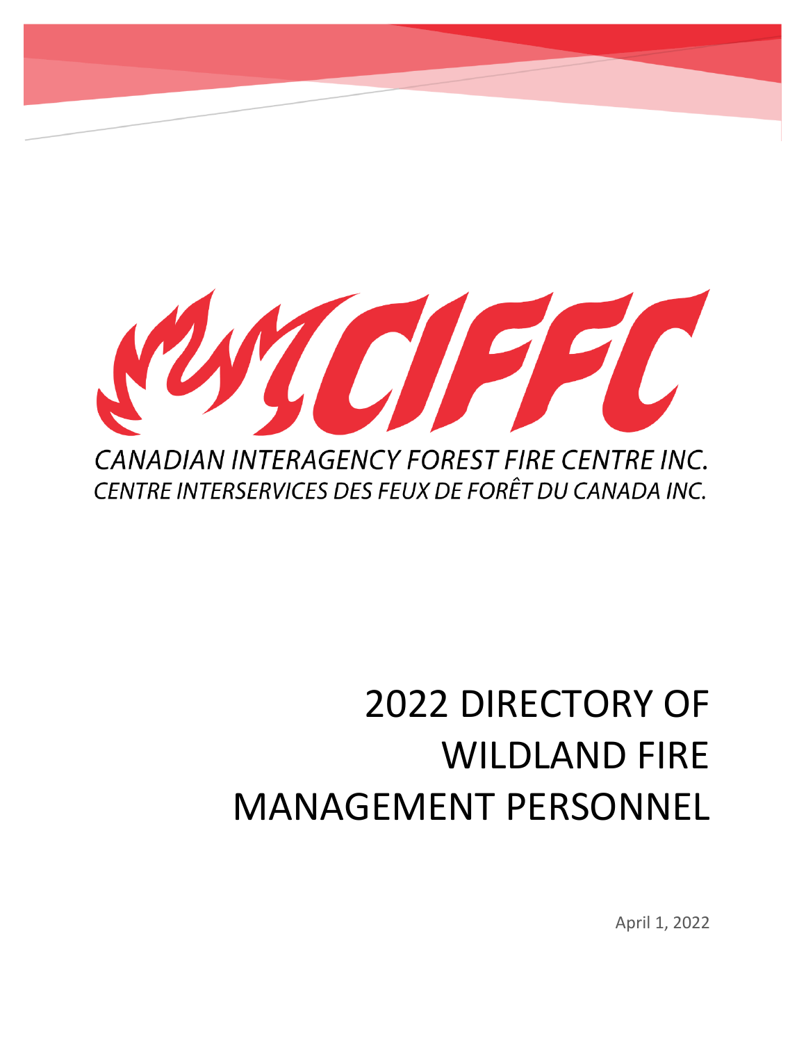CIFFC

*CANADIAN INTERAGENCY FOREST FIRE CENTRE INC.*

*CENTRE INTERSERVICES DES FEUX DE FORÊT DU CANADA INC.*

# 2022 DIRECTORY OF WILDLAND FIRE MANAGEMENT PERSONNEL

April 1, 2022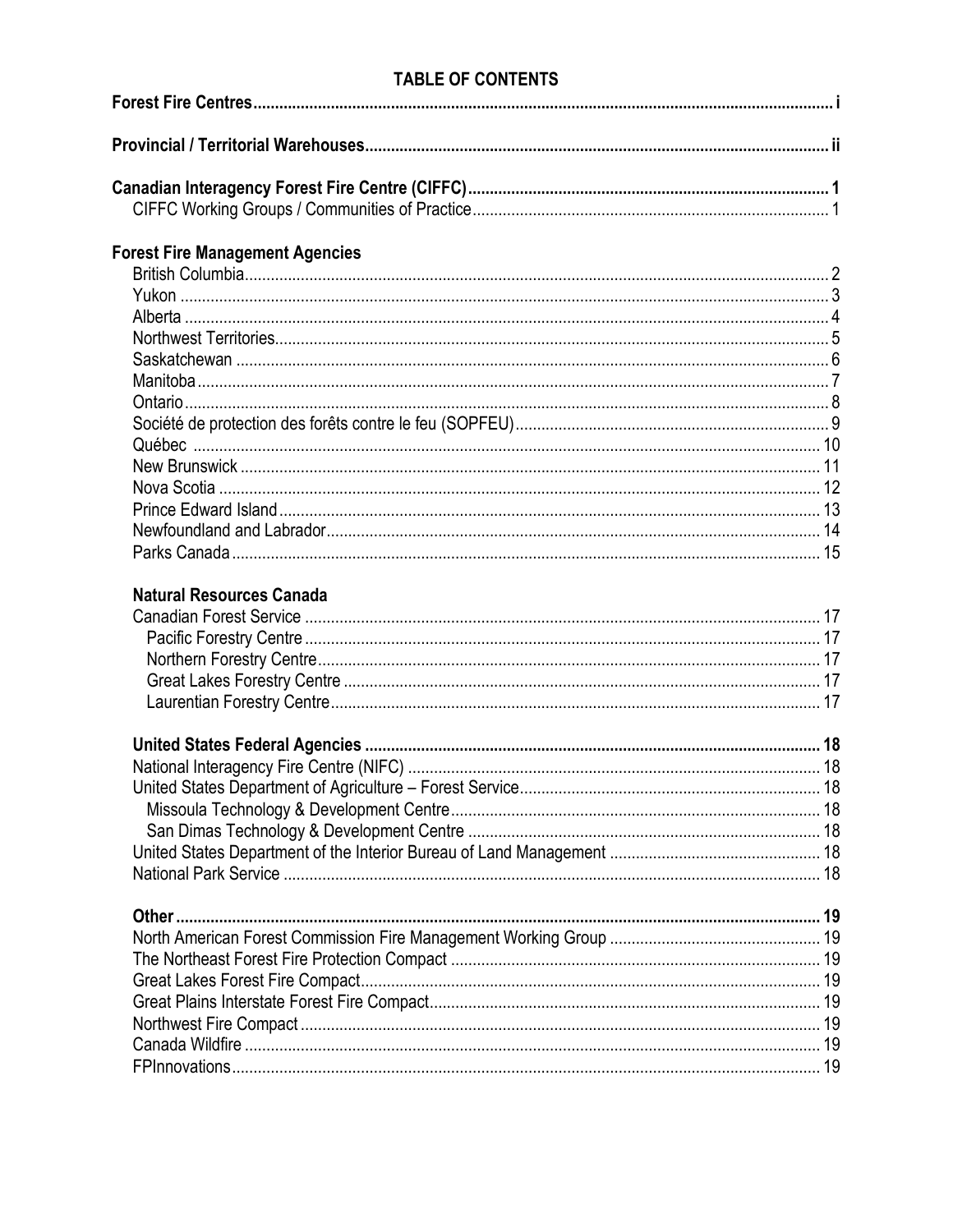# TABLE OF CONTENTS

**Forest Fire Centres** .................................................................................................... i

**Provincial / Territorial Warehouses** .................................................................................................... ii

**Canadian Interagency Forest Fire Centre (CIFFC)** .................................................................................................... 1
CIFFC Working Groups / Communities of Practice .................................................................................................... 1

**Forest Fire Management Agencies**
British Columbia .................................................................................................... 2
Yukon .................................................................................................... 3
Alberta .................................................................................................... 4
Northwest Territories .................................................................................................... 5
Saskatchewan .................................................................................................... 6
Manitoba .................................................................................................... 7
Ontario .................................................................................................... 8
Société de protection des forêts contre le feu (SOPFEU) .................................................................................................... 9
Québec .................................................................................................... 10
New Brunswick .................................................................................................... 11
Nova Scotia .................................................................................................... 12
Prince Edward Island .................................................................................................... 13
Newfoundland and Labrador .................................................................................................... 14
Parks Canada .................................................................................................... 15

**Natural Resources Canada**
Canadian Forest Service .................................................................................................... 17
Pacific Forestry Centre .................................................................................................... 17
Northern Forestry Centre .................................................................................................... 17
Great Lakes Forestry Centre .................................................................................................... 17
Laurentian Forestry Centre .................................................................................................... 17

**United States Federal Agencies** .................................................................................................... 18
National Interagency Fire Centre (NIFC) .................................................................................................... 18
United States Department of Agriculture – Forest Service .................................................................................................... 18
Missoula Technology & Development Centre .................................................................................................... 18
San Dimas Technology & Development Centre .................................................................................................... 18
United States Department of the Interior Bureau of Land Management .................................................................................................... 18
National Park Service .................................................................................................... 18

**Other** .................................................................................................... 19
North American Forest Commission Fire Management Working Group .................................................................................................... 19
The Northeast Forest Fire Protection Compact .................................................................................................... 19
Great Lakes Forest Fire Compact .................................................................................................... 19
Great Plains Interstate Forest Fire Compact .................................................................................................... 19
Northwest Fire Compact .................................................................................................... 19
Canada Wildfire .................................................................................................... 19
FPInnovations .................................................................................................... 19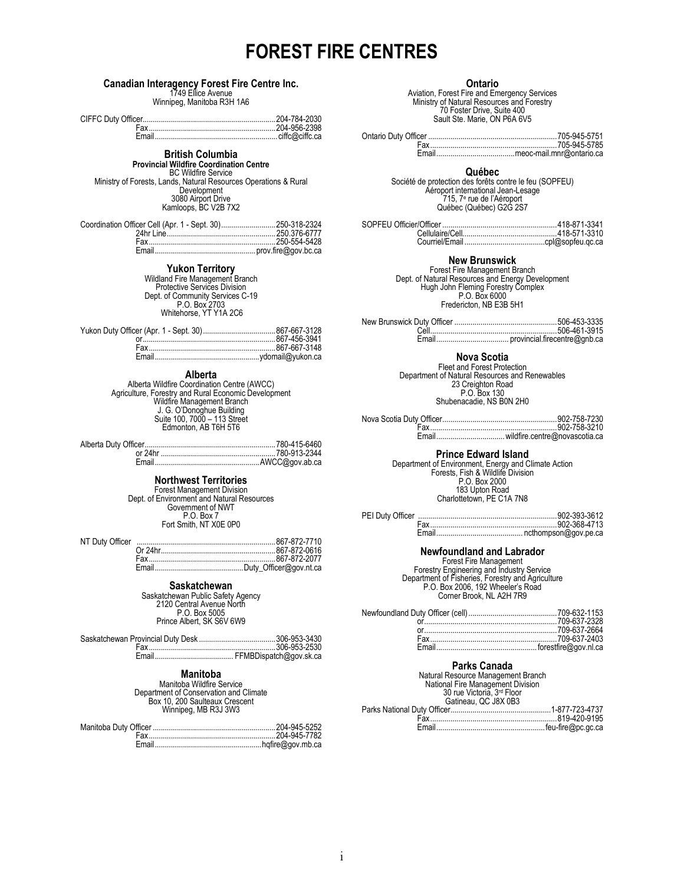# FOREST FIRE CENTRES

### Canadian Interagency Forest Fire Centre Inc.

1749 Ellice Avenue
Winnipeg, Manitoba R3H 1A6

CIFFC Duty Officer.................................................................204-784-2030
Fax.................................................................204-956-2398
Email.................................................................ciffc@ciffc.ca

### British Columbia

**Provincial Wildfire Coordination Centre**
BC Wildfire Service
Ministry of Forests, Lands, Natural Resources Operations & Rural Development
3080 Airport Drive
Kamloops, BC V2B 7X2

Coordination Officer Cell (Apr. 1 - Sept. 30)...........................250-318-2324
24hr Line.................................................................250.376-6777
Fax.................................................................250-554-5428
Email.................................................................prov.fire@gov.bc.ca

### Yukon Territory

Wildland Fire Management Branch
Protective Services Division
Dept. of Community Services C-19
P.O. Box 2703
Whitehorse, YT Y1A 2C6

Yukon Duty Officer (Apr. 1 - Sept. 30)....................................867-667-3128
or.................................................................867-456-3941
Fax.................................................................867-667-3148
Email.................................................................ydomail@yukon.ca

### Alberta

Alberta Wildfire Coordination Centre (AWCC)
Agriculture, Forestry and Rural Economic Development
Wildfire Management Branch
J. G. O'Donoghue Building
Suite 100, 7000 – 113 Street
Edmonton, AB T6H 5T6

Alberta Duty Officer.................................................................780-415-6460
or 24hr.................................................................780-913-2344
Email.................................................................AWCC@gov.ab.ca

### Northwest Territories

Forest Management Division
Dept. of Environment and Natural Resources
Government of NWT
P.O. Box 7
Fort Smith, NT X0E 0P0

NT Duty Officer.................................................................867-872-7710
Or 24hr.................................................................867-872-0616
Fax.................................................................867-872-2077
Email.................................................................Duty_Officer@gov.nt.ca

### Saskatchewan

Saskatchewan Public Safety Agency
2120 Central Avenue North
P.O. Box 5005
Prince Albert, SK S6V 6W9

Saskatchewan Provincial Duty Desk.....................................306-953-3430
Fax.................................................................306-953-2530
Email.................................................................FFMBDispatch@gov.sk.ca

### Manitoba

Manitoba Wildfire Service
Department of Conservation and Climate
Box 10, 200 Saulteaux Crescent
Winnipeg, MB R3J 3W3

Manitoba Duty Officer.................................................................204-945-5252
Fax.................................................................204-945-7782
Email.................................................................hqfire@gov.mb.ca

### Ontario

Aviation, Forest Fire and Emergency Services
Ministry of Natural Resources and Forestry
70 Foster Drive, Suite 400
Sault Ste. Marie, ON P6A 6V5

Ontario Duty Officer.................................................................705-945-5751
Fax.................................................................705-945-5785
Email.................................................................meoc-mail.mnr@ontario.ca

### Québec

Société de protection des forêts contre le feu (SOPFEU)
Aéroport international Jean-Lesage
715, 7e rue de l'Aéroport
Québec (Québec) G2G 2S7

SOPFEU Officier/Officer.................................................................418-871-3341
Cellulaire/Cell.................................................................418-571-3310
Courriel/Email.................................................................cpl@sopfeu.qc.ca

### New Brunswick

Forest Fire Management Branch
Dept. of Natural Resources and Energy Development
Hugh John Fleming Forestry Complex
P.O. Box 6000
Fredericton, NB E3B 5H1

New Brunswick Duty Officer.................................................................506-453-3335
Cell.................................................................506-461-3915
Email.................................................................provincial.firecentre@gnb.ca

### Nova Scotia

Fleet and Forest Protection
Department of Natural Resources and Renewables
23 Creighton Road
P.O. Box 130
Shubenacadie, NS B0N 2H0

Nova Scotia Duty Officer.................................................................902-758-7230
Fax.................................................................902-758-3210
Email.................................................................wildfire.centre@novascotia.ca

### Prince Edward Island

Department of Environment, Energy and Climate Action
Forests, Fish & Wildlife Division
P.O. Box 2000
183 Upton Road
Charlottetown, PE C1A 7N8

PEI Duty Officer.................................................................902-393-3612
Fax.................................................................902-368-4713
Email.................................................................ncthompson@gov.pe.ca

### Newfoundland and Labrador

Forest Fire Management
Forestry Engineering and Industry Service
Department of Fisheries, Forestry and Agriculture
P.O. Box 2006, 192 Wheeler's Road
Corner Brook, NL A2H 7R9

Newfoundland Duty Officer (cell).................................................................709-632-1153
or.................................................................709-637-2328
or.................................................................709-637-2664
Fax.................................................................709-637-2403
Email.................................................................forestfire@gov.nl.ca

### Parks Canada

Natural Resource Management Branch
National Fire Management Division
30 rue Victoria, 3rd Floor
Gatineau, QC J8X 0B3

Parks National Duty Officer.................................................................1-877-723-4737
Fax.................................................................819-420-9195
Email.................................................................feu-fire@pc.gc.ca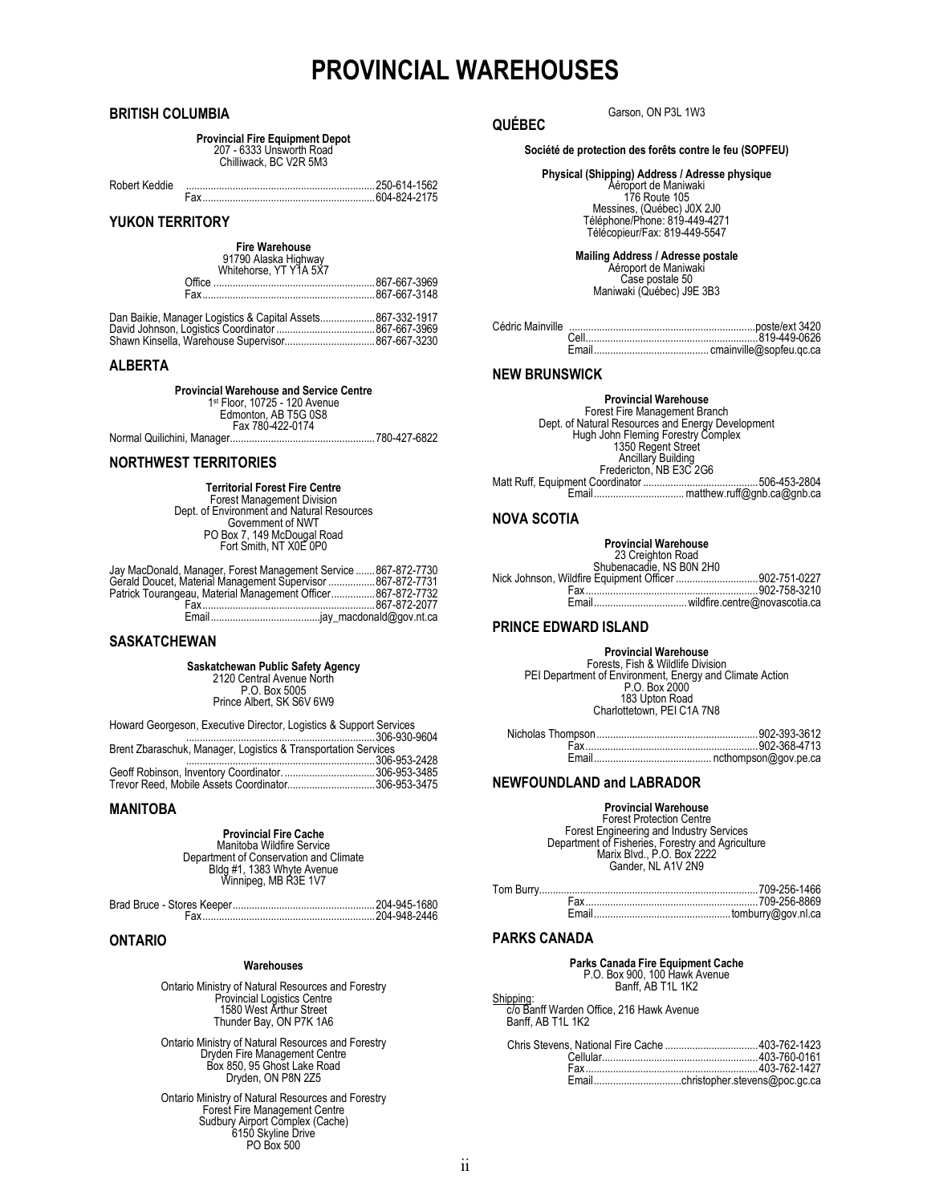# PROVINCIAL WAREHOUSES

## BRITISH COLUMBIA

**Provincial Fire Equipment Depot**
207 - 6333 Unsworth Road
Chilliwack, BC V2R 5M3

Robert Keddie .......................................................................250-614-1562
Fax..............................................................604-824-2175

## YUKON TERRITORY

**Fire Warehouse**
91790 Alaska Highway
Whitehorse, YT Y1A 5X7
Office ..........................................................867-667-3969
Fax..............................................................867-667-3148

Dan Baikie, Manager Logistics & Capital Assets....................867-332-1917
David Johnson, Logistics Coordinator ....................................867-667-3969
Shawn Kinsella, Warehouse Supervisor.................................867-667-3230

## ALBERTA

**Provincial Warehouse and Service Centre**
1st Floor, 10725 - 120 Avenue
Edmonton, AB T5G 0S8
Fax 780-422-0174
Normal Quilichini, Manager....................................................780-427-6822

## NORTHWEST TERRITORIES

**Territorial Forest Fire Centre**
Forest Management Division
Dept. of Environment and Natural Resources
Government of NWT
PO Box 7, 149 McDougal Road
Fort Smith, NT X0E 0P0

Jay MacDonald, Manager, Forest Management Service .......867-872-7730
Gerald Doucet, Material Management Supervisor ................867-872-7731
Patrick Tourangeau, Material Management Officer................867-872-7732
Fax..............................................................867-872-2077
Email........................................jay_macdonald@gov.nt.ca

## SASKATCHEWAN

**Saskatchewan Public Safety Agency**
2120 Central Avenue North
P.O. Box 5005
Prince Albert, SK S6V 6W9

Howard Georgeson, Executive Director, Logistics & Support Services
.......................................................................306-930-9604
Brent Zbaraschuk, Manager, Logistics & Transportation Services
.......................................................................306-953-2428
Geoff Robinson, Inventory Coordinator..................................306-953-3485
Trevor Reed, Mobile Assets Coordinator................................306-953-3475

## MANITOBA

**Provincial Fire Cache**
Manitoba Wildfire Service
Department of Conservation and Climate
Bldg #1, 1383 Whyte Avenue
Winnipeg, MB R3E 1V7

Brad Bruce - Stores Keeper....................................................204-945-1680
Fax..............................................................204-948-2446

## ONTARIO

**Warehouses**

Ontario Ministry of Natural Resources and Forestry
Provincial Logistics Centre
1580 West Arthur Street
Thunder Bay, ON P7K 1A6

Ontario Ministry of Natural Resources and Forestry
Dryden Fire Management Centre
Box 850, 95 Ghost Lake Road
Dryden, ON P8N 2Z5

Ontario Ministry of Natural Resources and Forestry
Forest Fire Management Centre
Sudbury Airport Complex (Cache)
6150 Skyline Drive
PO Box 500
Garson, ON P3L 1W3

## QUÉBEC

**Société de protection des forêts contre le feu (SOPFEU)**

**Physical (Shipping) Address / Adresse physique**
Aéroport de Maniwaki
176 Route 105
Messines, (Québec) J0X 2J0
Téléphone/Phone: 819-449-4271
Télécopieur/Fax: 819-449-5547

**Mailing Address / Adresse postale**
Aéroport de Maniwaki
Case postale 50
Maniwaki (Québec) J9E 3B3

Cédric Mainville .....................................................................poste/ext 3420
Cell..............................................................819-449-0626
Email.......................................... cmainville@sopfeu.qc.ca

## NEW BRUNSWICK

**Provincial Warehouse**
Forest Fire Management Branch
Dept. of Natural Resources and Energy Development
Hugh John Fleming Forestry Complex
1350 Regent Street
Ancillary Building
Fredericton, NB E3C 2G6
Matt Ruff, Equipment Coordinator ..........................................506-453-2804
Email................................ matthew.ruff@gnb.ca@gnb.ca

## NOVA SCOTIA

**Provincial Warehouse**
23 Creighton Road
Shubenacadie, NS B0N 2H0
Nick Johnson, Wildfire Equipment Officer ..............................902-751-0227
Fax..............................................................902-758-3210
Email................................. wildfire.centre@novascotia.ca

## PRINCE EDWARD ISLAND

**Provincial Warehouse**
Forests, Fish & Wildlife Division
PEI Department of Environment, Energy and Climate Action
P.O. Box 2000
183 Upton Road
Charlottetown, PEI C1A 7N8

Nicholas Thompson...........................................................902-393-3612
Fax..............................................................902-368-4713
Email.......................................... ncthompson@gov.pe.ca

## NEWFOUNDLAND and LABRADOR

**Provincial Warehouse**
Forest Protection Centre
Forest Engineering and Industry Services
Department of Fisheries, Forestry and Agriculture
Marix Blvd., P.O. Box 2222
Gander, NL A1V 2N9

Tom Burry...............................................................................709-256-1466
Fax..............................................................709-256-8869
Email................................................tomburry@gov.nl.ca

## PARKS CANADA

**Parks Canada Fire Equipment Cache**
P.O. Box 900, 100 Hawk Avenue
Banff, AB T1L 1K2

Shipping:
c/o Banff Warden Office, 216 Hawk Avenue
Banff, AB T1L 1K2

Chris Stevens, National Fire Cache ..................................403-762-1423
Cellular........................................................403-760-0161
Fax..............................................................403-762-1427
Email...............................christopher.stevens@poc.gc.ca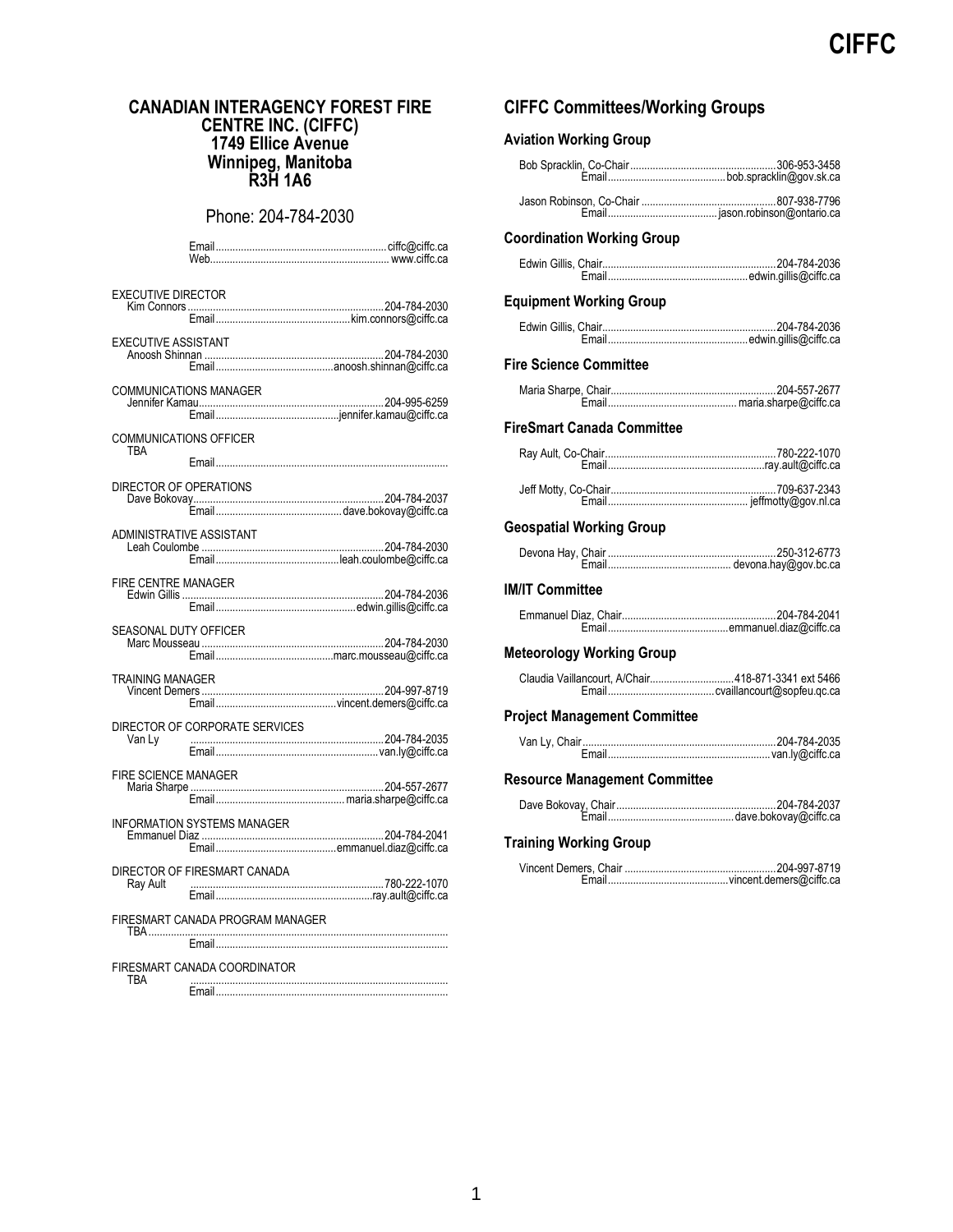# CANADIAN INTERAGENCY FOREST FIRE CENTRE INC. (CIFFC)

**1749 Ellice Avenue**
**Winnipeg, Manitoba**
**R3H 1A6**

Phone: 204-784-2030

Email ............ ciffc@ciffc.ca
Web ............ www.ciffc.ca

EXECUTIVE DIRECTOR
Kim Connors ............ 204-784-2030
Email ............ kim.connors@ciffc.ca

EXECUTIVE ASSISTANT
Anoosh Shinnan ............ 204-784-2030
Email ............ anoosh.shinnan@ciffc.ca

COMMUNICATIONS MANAGER
Jennifer Kamau ............ 204-995-6259
Email ............ jennifer.kamau@ciffc.ca

COMMUNICATIONS OFFICER
TBA
Email ............

DIRECTOR OF OPERATIONS
Dave Bokovay ............ 204-784-2037
Email ............ dave.bokovay@ciffc.ca

ADMINISTRATIVE ASSISTANT
Leah Coulombe ............ 204-784-2030
Email ............ leah.coulombe@ciffc.ca

FIRE CENTRE MANAGER
Edwin Gillis ............ 204-784-2036
Email ............ edwin.gillis@ciffc.ca

SEASONAL DUTY OFFICER
Marc Mousseau ............ 204-784-2030
Email ............ marc.mousseau@ciffc.ca

TRAINING MANAGER
Vincent Demers ............ 204-997-8719
Email ............ vincent.demers@ciffc.ca

DIRECTOR OF CORPORATE SERVICES
Van Ly ............ 204-784-2035
Email ............ van.ly@ciffc.ca

FIRE SCIENCE MANAGER
Maria Sharpe ............ 204-557-2677
Email ............ maria.sharpe@ciffc.ca

INFORMATION SYSTEMS MANAGER
Emmanuel Diaz ............ 204-784-2041
Email ............ emmanuel.diaz@ciffc.ca

DIRECTOR OF FIRESMART CANADA
Ray Ault ............ 780-222-1070
Email ............ ray.ault@ciffc.ca

FIRESMART CANADA PROGRAM MANAGER
TBA ............
Email ............

FIRESMART CANADA COORDINATOR
TBA ............
Email ............

## CIFFC Committees/Working Groups

### Aviation Working Group

Bob Spracklin, Co-Chair ............ 306-953-3458
Email ............ bob.spracklin@gov.sk.ca

Jason Robinson, Co-Chair ............ 807-938-7796
Email ............ jason.robinson@ontario.ca

### Coordination Working Group

Edwin Gillis, Chair ............ 204-784-2036
Email ............ edwin.gillis@ciffc.ca

### Equipment Working Group

Edwin Gillis, Chair ............ 204-784-2036
Email ............ edwin.gillis@ciffc.ca

### Fire Science Committee

Maria Sharpe, Chair ............ 204-557-2677
Email ............ maria.sharpe@ciffc.ca

### FireSmart Canada Committee

Ray Ault, Co-Chair ............ 780-222-1070
Email ............ ray.ault@ciffc.ca

Jeff Motty, Co-Chair ............ 709-637-2343
Email ............ jeffmotty@gov.nl.ca

### Geospatial Working Group

Devona Hay, Chair ............ 250-312-6773
Email ............ devona.hay@gov.bc.ca

### IM/IT Committee

Emmanuel Diaz, Chair ............ 204-784-2041
Email ............ emmanuel.diaz@ciffc.ca

### Meteorology Working Group

Claudia Vaillancourt, A/Chair ............ 418-871-3341 ext 5466
Email ............ cvaillancourt@sopfeu.qc.ca

### Project Management Committee

Van Ly, Chair ............ 204-784-2035
Email ............ van.ly@ciffc.ca

### Resource Management Committee

Dave Bokovay, Chair ............ 204-784-2037
Email ............ dave.bokovay@ciffc.ca

### Training Working Group

Vincent Demers, Chair ............ 204-997-8719
Email ............ vincent.demers@ciffc.ca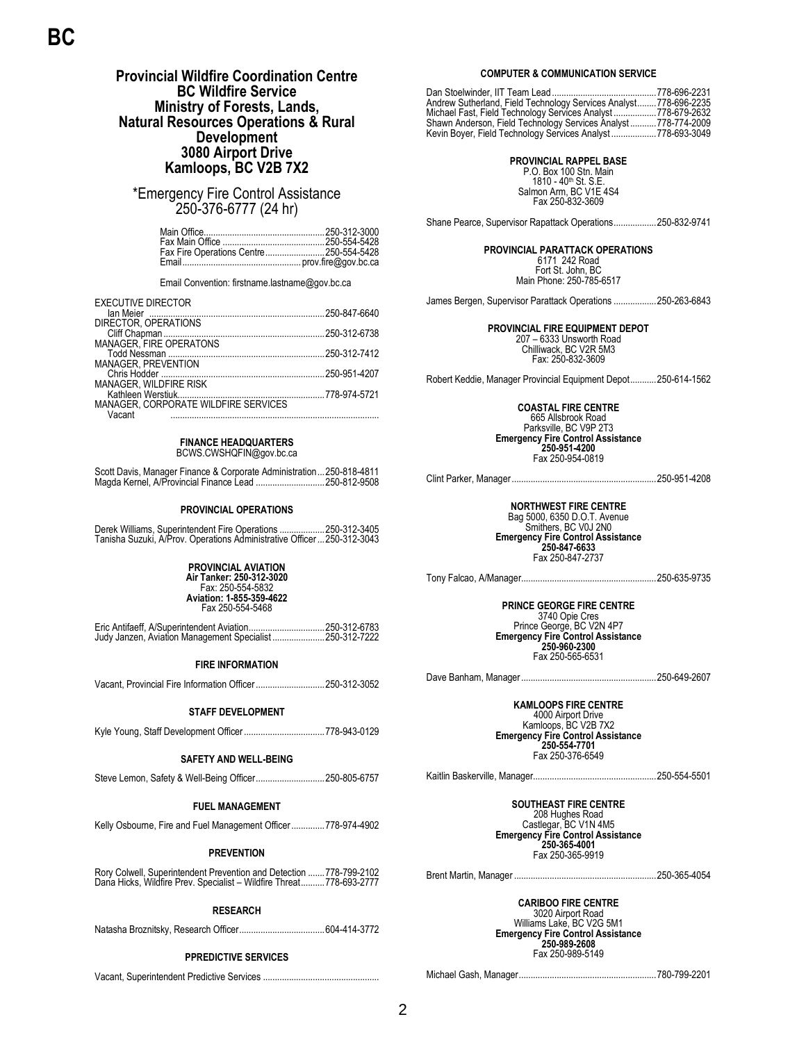# BC

## Provincial Wildfire Coordination Centre
## BC Wildfire Service
## Ministry of Forests, Lands, Natural Resources Operations & Rural Development
## 3080 Airport Drive
## Kamloops, BC V2B 7X2

*Emergency Fire Control Assistance
250-376-6777 (24 hr)

Main Office....................250-312-3000
Fax Main Office....................250-554-5428
Fax Fire Operations Centre....................250-554-5428
Email....................prov.fire@gov.bc.ca

Email Convention: firstname.lastname@gov.bc.ca

EXECUTIVE DIRECTOR
Ian Meier....................250-847-6640
DIRECTOR, OPERATIONS
Cliff Chapman....................250-312-6738
MANAGER, FIRE OPERATONS
Todd Nessman....................250-312-7412
MANAGER, PREVENTION
Chris Hodder....................250-951-4207
MANAGER, WILDFIRE RISK
Kathleen Werstiuk....................778-974-5721
MANAGER, CORPORATE WILDFIRE SERVICES
Vacant....................

### FINANCE HEADQUARTERS
BCWS.CWSHQFIN@gov.bc.ca

Scott Davis, Manager Finance & Corporate Administration....250-818-4811
Magda Kernel, A/Provincial Finance Lead....................250-812-9508

### PROVINCIAL OPERATIONS

Derek Williams, Superintendent Fire Operations....................250-312-3405
Tanisha Suzuki, A/Prov. Operations Administrative Officer....250-312-3043

### PROVINCIAL AVIATION
**Air Tanker: 250-312-3020**
Fax: 250-554-5832
**Aviation: 1-855-359-4622**
Fax 250-554-5468

Eric Antifaeff, A/Superintendent Aviation....................250-312-6783
Judy Janzen, Aviation Management Specialist....................250-312-7222

### FIRE INFORMATION

Vacant, Provincial Fire Information Officer....................250-312-3052

### STAFF DEVELOPMENT

Kyle Young, Staff Development Officer....................778-943-0129

### SAFETY AND WELL-BEING

Steve Lemon, Safety & Well-Being Officer....................250-805-6757

### FUEL MANAGEMENT

Kelly Osbourne, Fire and Fuel Management Officer....................778-974-4902

### PREVENTION

Rory Colwell, Superintendent Prevention and Detection....778-799-2102
Dana Hicks, Wildfire Prev. Specialist – Wildfire Threat....778-693-2777

### RESEARCH

Natasha Broznitsky, Research Officer....................604-414-3772

### PPREDICTIVE SERVICES

Vacant, Superintendent Predictive Services....................

### COMPUTER & COMMUNICATION SERVICE

Dan Stoelwinder, IIT Team Lead....................778-696-2231
Andrew Sutherland, Field Technology Services Analyst....778-696-2235
Michael Fast, Field Technology Services Analyst....................778-679-2632
Shawn Anderson, Field Technology Services Analyst....778-774-2009
Kevin Boyer, Field Technology Services Analyst....................778-693-3049

### PROVINCIAL RAPPEL BASE
P.O. Box 100 Stn. Main
1810 - 40th St. S.E.
Salmon Arm, BC V1E 4S4
Fax 250-832-3609

Shane Pearce, Supervisor Rapattack Operations....................250-832-9741

### PROVINCIAL PARATTACK OPERATIONS
6171 242 Road
Fort St. John, BC
Main Phone: 250-785-6517

James Bergen, Supervisor Parattack Operations....................250-263-6843

### PROVINCIAL FIRE EQUIPMENT DEPOT
207 – 6333 Unsworth Road
Chilliwack, BC V2R 5M3
Fax: 250-832-3609

Robert Keddie, Manager Provincial Equipment Depot....250-614-1562

### COASTAL FIRE CENTRE
665 Allsbrook Road
Parksville, BC V9P 2T3
**Emergency Fire Control Assistance**
**250-951-4200**
Fax 250-954-0819

Clint Parker, Manager....................250-951-4208

### NORTHWEST FIRE CENTRE
Bag 5000, 6350 D.O.T. Avenue
Smithers, BC V0J 2N0
**Emergency Fire Control Assistance**
**250-847-6633**
Fax 250-847-2737

Tony Falcao, A/Manager....................250-635-9735

### PRINCE GEORGE FIRE CENTRE
3740 Opie Cres
Prince George, BC V2N 4P7
**Emergency Fire Control Assistance**
**250-960-2300**
Fax 250-565-6531

Dave Banham, Manager....................250-649-2607

### KAMLOOPS FIRE CENTRE
4000 Airport Drive
Kamloops, BC V2B 7X2
**Emergency Fire Control Assistance**
**250-554-7701**
Fax 250-376-6549

Kaitlin Baskerville, Manager....................250-554-5501

### SOUTHEAST FIRE CENTRE
208 Hughes Road
Castlegar, BC V1N 4M5
**Emergency Fire Control Assistance**
**250-365-4001**
Fax 250-365-9919

Brent Martin, Manager....................250-365-4054

### CARIBOO FIRE CENTRE
3020 Airport Road
Williams Lake, BC V2G 5M1
**Emergency Fire Control Assistance**
**250-989-2608**
Fax 250-989-5149

Michael Gash, Manager....................780-799-2201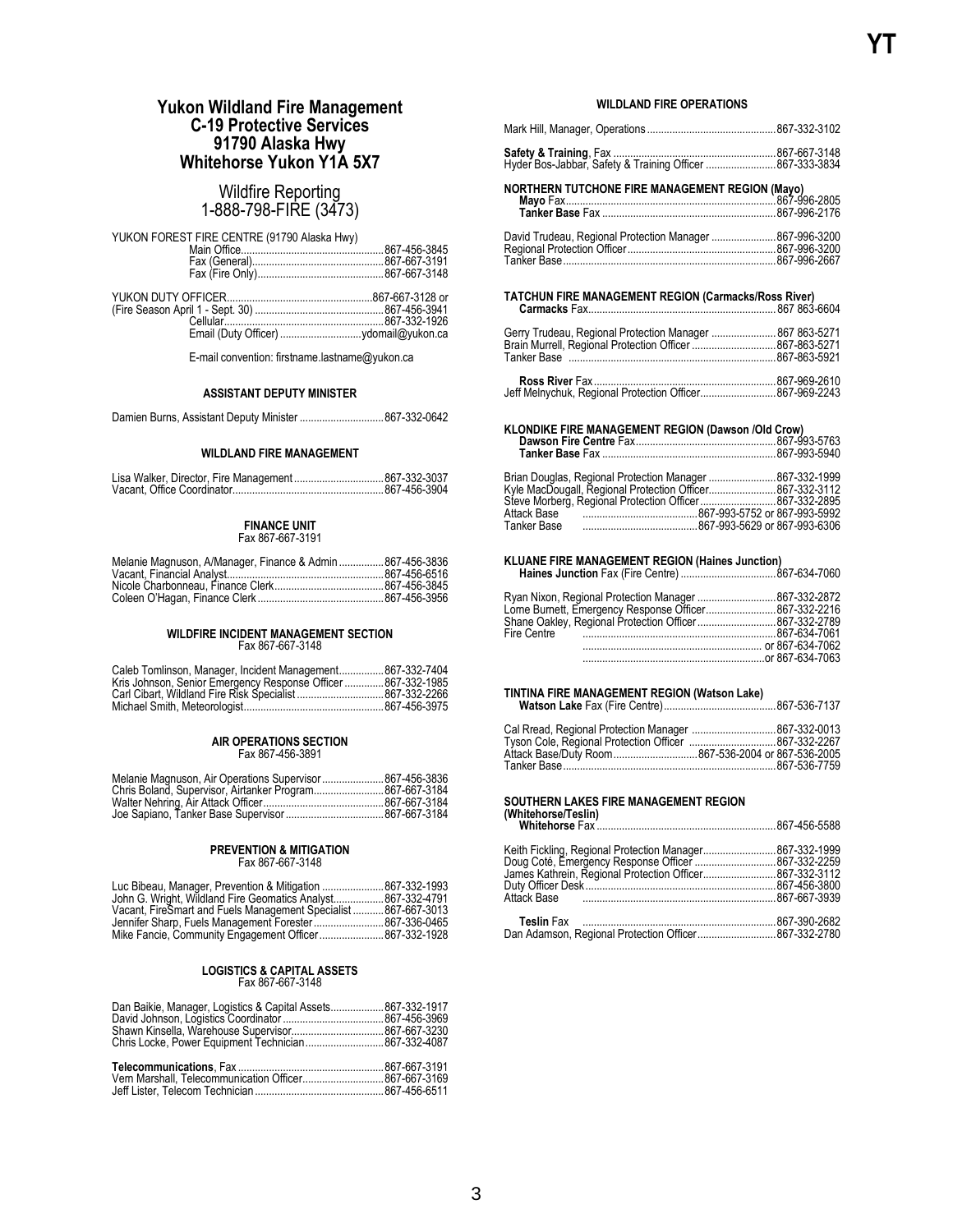# Yukon Wildland Fire Management
## C-19 Protective Services
## 91790 Alaska Hwy
## Whitehorse Yukon Y1A 5X7

Wildfire Reporting
1-888-798-FIRE (3473)

YUKON FOREST FIRE CENTRE (91790 Alaska Hwy)
- Main Office.................................................. 867-456-3845
- Fax (General)............................................... 867-667-3191
- Fax (Fire Only)............................................. 867-667-3148

YUKON DUTY OFFICER.................................................. 867-667-3128 or
(Fire Season April 1 - Sept. 30) ............................................ 867-456-3941
- Cellular.......................................................... 867-332-1926
- Email (Duty Officer) ............................. ydomail@yukon.ca

E-mail convention: firstname.lastname@yukon.ca

#### ASSISTANT DEPUTY MINISTER

Damien Burns, Assistant Deputy Minister .............................. 867-332-0642

#### WILDLAND FIRE MANAGEMENT

Lisa Walker, Director, Fire Management ................................ 867-332-3037
Vacant, Office Coordinator...................................................... 867-456-3904

#### FINANCE UNIT
Fax 867-667-3191

Melanie Magnuson, A/Manager, Finance & Admin ................ 867-456-3836
Vacant, Financial Analyst........................................................ 867-456-6516
Nicole Charbonneau, Finance Clerk....................................... 867-456-3845
Coleen O'Hagan, Finance Clerk ............................................. 867-456-3956

#### WILDFIRE INCIDENT MANAGEMENT SECTION
Fax 867-667-3148

Caleb Tomlinson, Manager, Incident Management................ 867-332-7404
Kris Johnson, Senior Emergency Response Officer .............. 867-332-1985
Carl Cibart, Wildland Fire Risk Specialist ............................... 867-332-2266
Michael Smith, Meteorologist.................................................. 867-456-3975

#### AIR OPERATIONS SECTION
Fax 867-456-3891

Melanie Magnuson, Air Operations Supervisor ...................... 867-456-3836
Chris Boland, Supervisor, Airtanker Program......................... 867-667-3184
Walter Nehring, Air Attack Officer........................................... 867-667-3184
Joe Sapiano, Tanker Base Supervisor ................................... 867-667-3184

#### PREVENTION & MITIGATION
Fax 867-667-3148

Luc Bibeau, Manager, Prevention & Mitigation ...................... 867-332-1993
John G. Wright, Wildland Fire Geomatics Analyst.................. 867-332-4791
Vacant, FireSmart and Fuels Management Specialist ........... 867-667-3013
Jennifer Sharp, Fuels Management Forester......................... 867-336-0465
Mike Fancie, Community Engagement Officer....................... 867-332-1928

#### LOGISTICS & CAPITAL ASSETS
Fax 867-667-3148

Dan Baikie, Manager, Logistics & Capital Assets................... 867-332-1917
David Johnson, Logistics Coordinator .................................... 867-456-3969
Shawn Kinsella, Warehouse Supervisor................................. 867-667-3230
Chris Locke, Power Equipment Technician............................ 867-332-4087

**Telecommunications**, Fax ................................................... 867-667-3191
Vern Marshall, Telecommunication Officer............................. 867-667-3169
Jeff Lister, Telecom Technician .............................................. 867-456-6511

#### WILDLAND FIRE OPERATIONS

Mark Hill, Manager, Operations .............................................. 867-332-3102

**Safety & Training**, Fax ......................................................... 867-667-3148
Hyder Bos-Jabbar, Safety & Training Officer ......................... 867-333-3834

**NORTHERN TUTCHONE FIRE MANAGEMENT REGION (Mayo)**
- **Mayo** Fax.......................................................................... 867-996-2805
- **Tanker Base** Fax ............................................................. 867-996-2176

David Trudeau, Regional Protection Manager ....................... 867-996-3200
Regional Protection Officer..................................................... 867-996-3200
Tanker Base........................................................................... 867-996-2667

**TATCHUN FIRE MANAGEMENT REGION (Carmacks/Ross River)**
- **Carmacks** Fax................................................................... 867 863-6604

Gerry Trudeau, Regional Protection Manager ....................... 867 863-5271
Brain Murrell, Regional Protection Officer .............................. 867-863-5271
Tanker Base ........................................................................... 867-863-5921

- **Ross River** Fax ................................................................. 867-969-2610

Jeff Melnychuk, Regional Protection Officer........................... 867-969-2243

**KLONDIKE FIRE MANAGEMENT REGION (Dawson /Old Crow)**
- **Dawson Fire Centre** Fax................................................... 867-993-5763
- **Tanker Base** Fax ............................................................. 867-993-5940

Brian Douglas, Regional Protection Manager ........................ 867-332-1999
Kyle MacDougall, Regional Protection Officer........................ 867-332-3112
Steve Morberg, Regional Protection Officer ........................... 867-332-2895
Attack Base .......................................... 867-993-5752 or 867-993-5992
Tanker Base .......................................... 867-993-5629 or 867-993-6306

**KLUANE FIRE MANAGEMENT REGION (Haines Junction)**
- **Haines Junction** Fax (Fire Centre) ................................... 867-634-7060

Ryan Nixon, Regional Protection Manager ............................ 867-332-2872
Lorne Burnett, Emergency Response Officer......................... 867-332-2216
Shane Oakley, Regional Protection Officer ............................ 867-332-2789
Fire Centre ............................................................................ 867-634-7061
................................................................................ or 867-634-7062
................................................................................ or 867-634-7063

**TINTINA FIRE MANAGEMENT REGION (Watson Lake)**
- **Watson Lake** Fax (Fire Centre)........................................ 867-536-7137

Cal Rread, Regional Protection Manager .............................. 867-332-0013
Tyson Cole, Regional Protection Officer ............................... 867-332-2267
Attack Base/Duty Room.............................. 867-536-2004 or 867-536-2005
Tanker Base........................................................................... 867-536-7759

**SOUTHERN LAKES FIRE MANAGEMENT REGION (Whitehorse/Teslin)**
- **Whitehorse** Fax ................................................................ 867-456-5588

Keith Fickling, Regional Protection Manager.......................... 867-332-1999
Doug Coté, Emergency Response Officer ............................. 867-332-2259
James Kathrein, Regional Protection Officer.......................... 867-332-3112
Duty Officer Desk................................................................... 867-456-3800
Attack Base ........................................................................... 867-667-3939

- **Teslin** Fax ......................................................................... 867-390-2682

Dan Adamson, Regional Protection Officer............................ 867-332-2780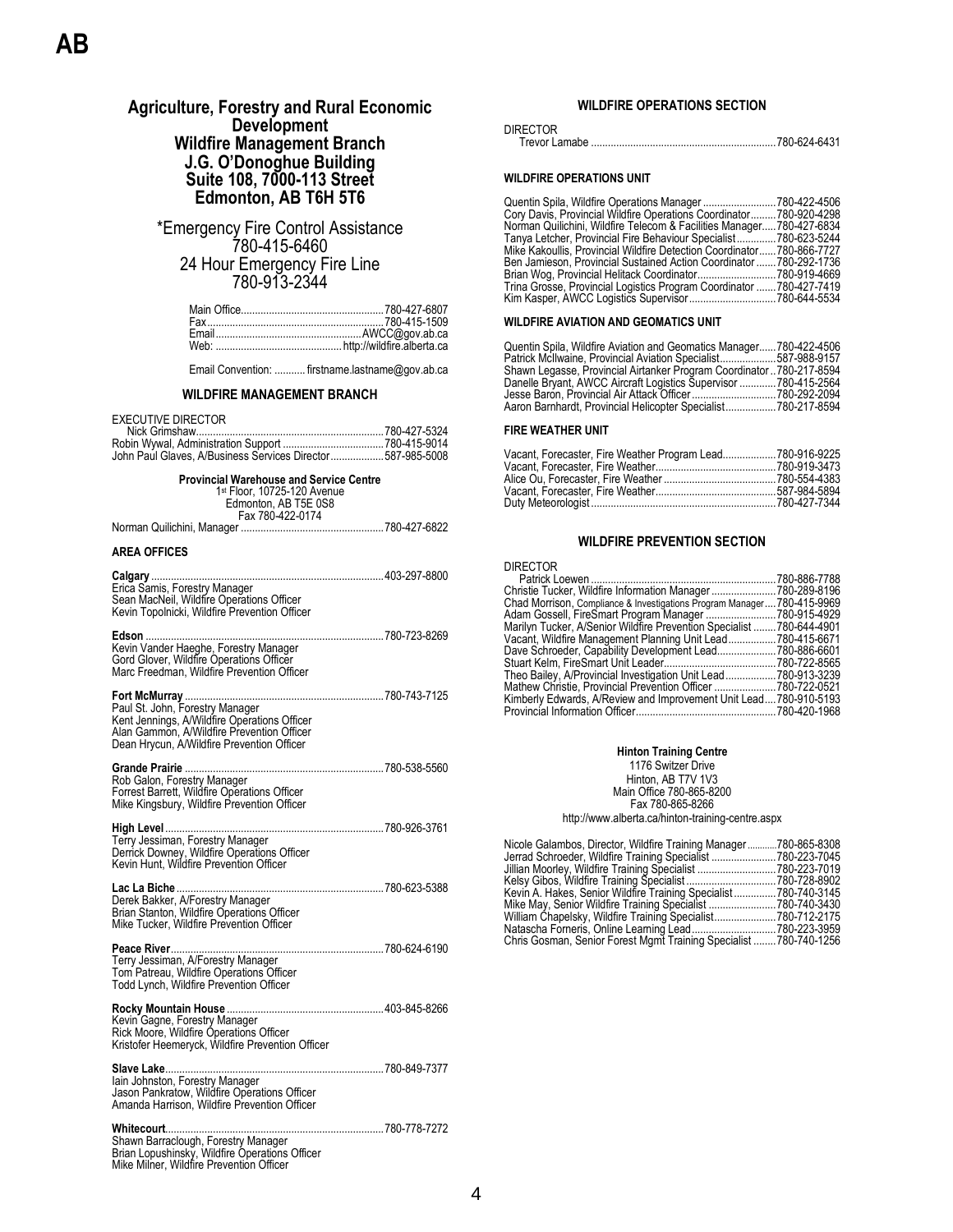# Agriculture, Forestry and Rural Economic Development
## Wildfire Management Branch
### J.G. O'Donoghue Building
### Suite 108, 7000-113 Street
### Edmonton, AB T6H 5T6

*Emergency Fire Control Assistance
780-415-6460
24 Hour Emergency Fire Line
780-913-2344

Main Office.................................................780-427-6807
Fax.............................................................780-415-1509
Email..................................................AWCC@gov.ab.ca
Web: ........................................http://wildfire.alberta.ca

Email Convention: ...........firstname.lastname@gov.ab.ca

### WILDFIRE MANAGEMENT BRANCH

EXECUTIVE DIRECTOR
Nick Grimshaw.....................................................780-427-5324
Robin Wywal, Administration Support ...................................780-415-9014
John Paul Glaves, A/Business Services Director..................587-985-5008

**Provincial Warehouse and Service Centre**
1st Floor, 10725-120 Avenue
Edmonton, AB T5E 0S8
Fax 780-422-0174
Norman Quilichini, Manager ..................................................780-427-6822

### AREA OFFICES

**Calgary**.............................................................................403-297-8800
Erica Samis, Forestry Manager
Sean MacNeil, Wildfire Operations Officer
Kevin Topolnicki, Wildfire Prevention Officer

**Edson**...............................................................................780-723-8269
Kevin Vander Haeghe, Forestry Manager
Gord Glover, Wildfire Operations Officer
Marc Freedman, Wildfire Prevention Officer

**Fort McMurray**...................................................................780-743-7125
Paul St. John, Forestry Manager
Kent Jennings, A/Wildfire Operations Officer
Alan Gammon, A/Wildfire Prevention Officer
Dean Hrycun, A/Wildfire Prevention Officer

**Grande Prairie**..................................................................780-538-5560
Rob Galon, Forestry Manager
Forrest Barrett, Wildfire Operations Officer
Mike Kingsbury, Wildfire Prevention Officer

**High Level**........................................................................780-926-3761
Terry Jessiman, Forestry Manager
Derrick Downey, Wildfire Operations Officer
Kevin Hunt, Wildfire Prevention Officer

**Lac La Biche**.....................................................................780-623-5388
Derek Bakker, A/Forestry Manager
Brian Stanton, Wildfire Operations Officer
Mike Tucker, Wildfire Prevention Officer

**Peace River**.......................................................................780-624-6190
Terry Jessiman, A/Forestry Manager
Tom Patreau, Wildfire Operations Officer
Todd Lynch, Wildfire Prevention Officer

**Rocky Mountain House**.....................................................403-845-8266
Kevin Gagne, Forestry Manager
Rick Moore, Wildfire Operations Officer
Kristofer Heemeryck, Wildfire Prevention Officer

**Slave Lake**.........................................................................780-849-7377
Iain Johnston, Forestry Manager
Jason Pankratow, Wildfire Operations Officer
Amanda Harrison, Wildfire Prevention Officer

**Whitecourt**.........................................................................780-778-7272
Shawn Barraclough, Forestry Manager
Brian Lopushinsky, Wildfire Operations Officer
Mike Milner, Wildfire Prevention Officer

### WILDFIRE OPERATIONS SECTION

DIRECTOR
Trevor Lamabe ....................................................................780-624-6431

#### WILDFIRE OPERATIONS UNIT

Quentin Spila, Wildfire Operations Manager ..........................780-422-4506
Cory Davis, Provincial Wildfire Operations Coordinator.........780-920-4298
Norman Quilichini, Wildfire Telecom & Facilities Manager.....780-427-6834
Tanya Letcher, Provincial Fire Behaviour Specialist..............780-623-5244
Mike Kakoullis, Provincial Wildfire Detection Coordinator......780-866-7727
Ben Jamieson, Provincial Sustained Action Coordinator........780-292-1736
Brian Wog, Provincial Helitack Coordinator............................780-919-4669
Trina Grosse, Provincial Logistics Program Coordinator ........780-427-7419
Kim Kasper, AWCC Logistics Supervisor...............................780-644-5534

#### WILDFIRE AVIATION AND GEOMATICS UNIT

Quentin Spila, Wildfire Aviation and Geomatics Manager......780-422-4506
Patrick McIlwaine, Provincial Aviation Specialist....................587-988-9157
Shawn Legasse, Provincial Airtanker Program Coordinator ..780-217-8594
Danelle Bryant, AWCC Aircraft Logistics Supervisor .............780-415-2564
Jesse Baron, Provincial Air Attack Officer..............................780-292-2094
Aaron Barnhardt, Provincial Helicopter Specialist..................780-217-8594

#### FIRE WEATHER UNIT

Vacant, Forecaster, Fire Weather Program Lead...................780-916-9225
Vacant, Forecaster, Fire Weather...........................................780-919-3473
Alice Ou, Forecaster, Fire Weather........................................780-554-4383
Vacant, Forecaster, Fire Weather...........................................587-984-5589
Duty Meteorologist..................................................................780-427-7344

### WILDFIRE PREVENTION SECTION

DIRECTOR
Patrick Loewen .......................................................................780-886-7788
Christie Tucker, Wildfire Information Manager .......................780-289-8196
Chad Morrison, Compliance & Investigations Program Manager ....780-415-9969
Adam Gossell, FireSmart Program Manager .........................780-915-4929
Marilyn Tucker, A/Senior Wildfire Prevention Specialist ........780-644-4901
Vacant, Wildfire Management Planning Unit Lead.................780-415-6671
Dave Schroeder, Capability Development Lead.....................780-886-6601
Stuart Kelm, FireSmart Unit Leader........................................780-722-8565
Theo Bailey, A/Provincial Investigation Unit Lead..................780-913-3239
Mathew Christie, Provincial Prevention Officer ......................780-722-0521
Kimberly Edwards, A/Review and Improvement Unit Lead....780-910-5193
Provincial Information Officer..................................................780-420-1968

**Hinton Training Centre**
1176 Switzer Drive
Hinton, AB T7V 1V3
Main Office 780-865-8200
Fax 780-865-8266
http://www.alberta.ca/hinton-training-centre.aspx

Nicole Galambos, Director, Wildfire Training Manager ...........780-865-8308
Jerrad Schroeder, Wildfire Training Specialist .......................780-223-7045
Jillian Moorley, Wildfire Training Specialist ...........................780-223-7019
Kelsy Gibos, Wildfire Training Specialist ................................780-728-8902
Kevin A. Hakes, Senior Wildfire Training Specialist...............780-740-3145
Mike May, Senior Wildfire Training Specialist ........................780-740-3430
William Chapelsky, Wildfire Training Specialist......................780-712-2175
Natascha Forneris, Online Learning Lead..............................780-223-3959
Chris Gosman, Senior Forest Mgmt Training Specialist ........780-740-1256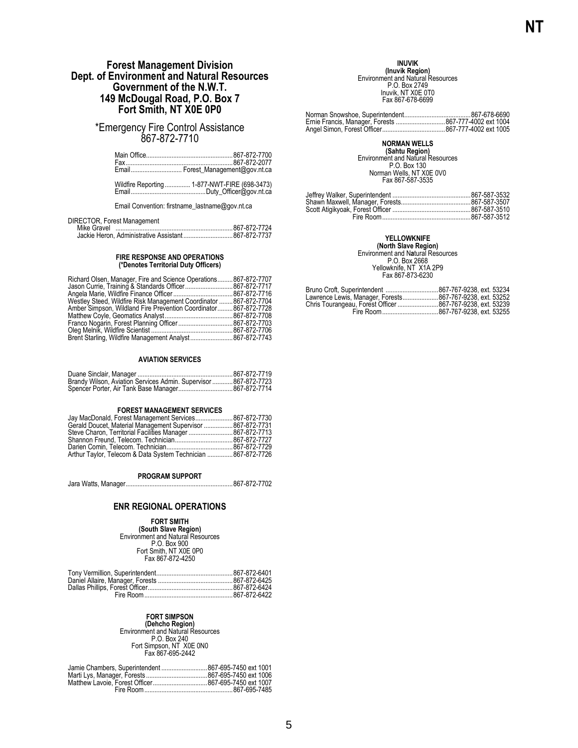## Forest Management Division
## Dept. of Environment and Natural Resources
## Government of the N.W.T.
## 149 McDougal Road, P.O. Box 7
## Fort Smith, NT X0E 0P0

*Emergency Fire Control Assistance
867-872-7710

Main Office....867-872-7700
Fax....867-872-2077
Email.... Forest_Management@gov.nt.ca

Wildfire Reporting.... 1-877-NWT-FIRE (698-3473)
Email....Duty_Officer@gov.nt.ca

Email Convention: firstname_lastname@gov.nt.ca

DIRECTOR, Forest Management
Mike Gravel ....867-872-7724
Jackie Heron, Administrative Assistant....867-872-7737

**FIRE RESPONSE AND OPERATIONS**
**(*Denotes Territorial Duty Officers)**

Richard Olsen, Manager, Fire and Science Operations....867-872-7707
Jason Currie, Training & Standards Officer....867-872-7717
Angela Marie, Wildfire Finance Officer....867-872-7716
Westley Steed, Wildfire Risk Management Coordinator....867-872-7704
Amber Simpson, Wildland Fire Prevention Coordinator....867-872-7728
Matthew Coyle, Geomatics Analyst....867-872-7708
Franco Nogarin, Forest Planning Officer....867-872-7703
Oleg Melnik, Wildfire Scientist....867-872-7706
Brent Starling, Wildfire Management Analyst....867-872-7743

**AVIATION SERVICES**

Duane Sinclair, Manager....867-872-7719
Brandy Wilson, Aviation Services Admin. Supervisor....867-872-7723
Spencer Porter, Air Tank Base Manager....867-872-7714

**FOREST MANAGEMENT SERVICES**

Jay MacDonald, Forest Management Services....867-872-7730
Gerald Doucet, Material Management Supervisor....867-872-7731
Steve Charon, Territorial Facilities Manager....867-872-7713
Shannon Freund, Telecom. Technician....867-872-7727
Darien Comin, Telecom. Technician....867-872-7729
Arthur Taylor, Telecom & Data System Technician....867-872-7726

**PROGRAM SUPPORT**

Jara Watts, Manager....867-872-7702

### ENR REGIONAL OPERATIONS

**FORT SMITH**
**(South Slave Region)**
Environment and Natural Resources
P.O. Box 900
Fort Smith, NT X0E 0P0
Fax 867-872-4250

Tony Vermillion, Superintendent....867-872-6401
Daniel Allaire, Manager, Forests....867-872-6425
Dallas Phillips, Forest Officer....867-872-6424
Fire Room....867-872-6422

**FORT SIMPSON**
**(Dehcho Region)**
Environment and Natural Resources
P.O. Box 240
Fort Simpson, NT X0E 0N0
Fax 867-695-2442

Jamie Chambers, Superintendent....867-695-7450 ext 1001
Marti Lys, Manager, Forests....867-695-7450 ext 1006
Matthew Lavoie, Forest Officer....867-695-7450 ext 1007
Fire Room....867-695-7485

**INUVIK**
**(Inuvik Region)**
Environment and Natural Resources
P.O. Box 2749
Inuvik, NT X0E 0T0
Fax 867-678-6699

Norman Snowshoe, Superintendent....867-678-6690
Ernie Francis, Manager, Forests....867-777-4002 ext 1004
Angel Simon, Forest Officer....867-777-4002 ext 1005

**NORMAN WELLS**
**(Sahtu Region)**
Environment and Natural Resources
P.O. Box 130
Norman Wells, NT X0E 0V0
Fax 867-587-3535

Jeffrey Walker, Superintendent....867-587-3532
Shawn Maxwell, Manager, Forests....867-587-3507
Scott Atigikyoak, Forest Officer....867-587-3510
Fire Room....867-587-3512

**YELLOWKNIFE**
**(North Slave Region)**
Environment and Natural Resources
P.O. Box 2668
Yellowknife, NT X1A 2P9
Fax 867-873-6230

Bruno Croft, Superintendent....867-767-9238, ext. 53234
Lawrence Lewis, Manager, Forests....867-767-9238, ext. 53252
Chris Tourangeau, Forest Officer....867-767-9238, ext. 53239
Fire Room....867-767-9238, ext. 53255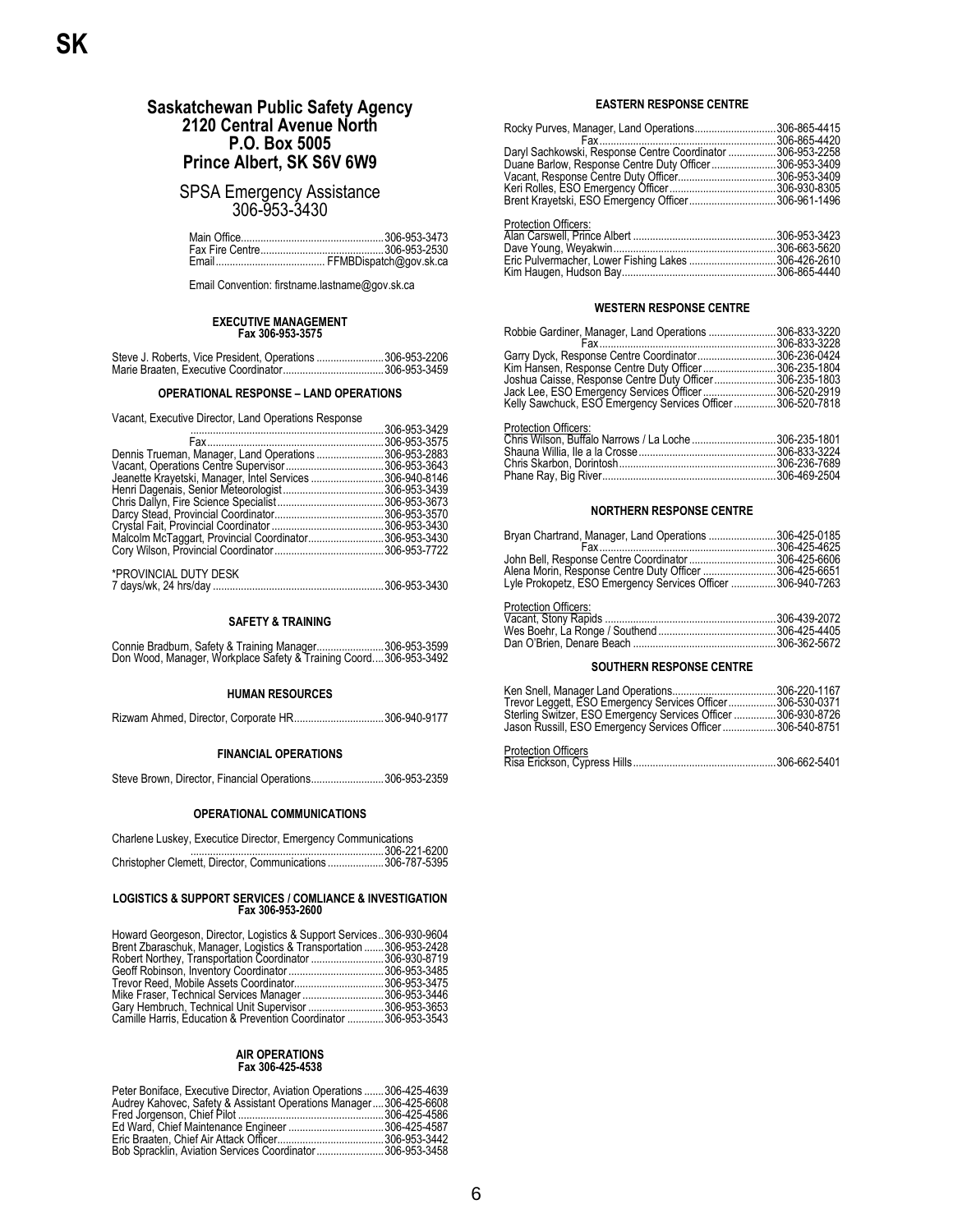# SK

## Saskatchewan Public Safety Agency
## 2120 Central Avenue North
## P.O. Box 5005
## Prince Albert, SK S6V 6W9

SPSA Emergency Assistance
306-953-3430

Main Office....306-953-3473
Fax Fire Centre....306-953-2530
Email....FFMBDispatch@gov.sk.ca

Email Convention: firstname.lastname@gov.sk.ca

### EXECUTIVE MANAGEMENT
**Fax 306-953-3575**

Steve J. Roberts, Vice President, Operations....306-953-2206
Marie Braaten, Executive Coordinator....306-953-3459

### OPERATIONAL RESPONSE – LAND OPERATIONS

Vacant, Executive Director, Land Operations Response....306-953-3429
Fax....306-953-3575
Dennis Trueman, Manager, Land Operations....306-953-2883
Vacant, Operations Centre Supervisor....306-953-3643
Jeanette Krayetski, Manager, Intel Services....306-940-8146
Henri Dagenais, Senior Meteorologist....306-953-3439
Chris Dallyn, Fire Science Specialist....306-953-3673
Darcy Stead, Provincial Coordinator....306-953-3570
Crystal Fait, Provincial Coordinator....306-953-3430
Malcolm McTaggart, Provincial Coordinator....306-953-3430
Cory Wilson, Provincial Coordinator....306-953-7722

*PROVINCIAL DUTY DESK
7 days/wk, 24 hrs/day....306-953-3430

### SAFETY & TRAINING

Connie Bradburn, Safety & Training Manager....306-953-3599
Don Wood, Manager, Workplace Safety & Training Coord....306-953-3492

### HUMAN RESOURCES

Rizwam Ahmed, Director, Corporate HR....306-940-9177

### FINANCIAL OPERATIONS

Steve Brown, Director, Financial Operations....306-953-2359

### OPERATIONAL COMMUNICATIONS

Charlene Luskey, Executice Director, Emergency Communications....306-221-6200
Christopher Clemett, Director, Communications....306-787-5395

### LOGISTICS & SUPPORT SERVICES / COMLIANCE & INVESTIGATION
**Fax 306-953-2600**

Howard Georgeson, Director, Logistics & Support Services....306-930-9604
Brent Zbaraschuk, Manager, Logistics & Transportation....306-953-2428
Robert Northey, Transportation Coordinator....306-930-8719
Geoff Robinson, Inventory Coordinator....306-953-3485
Trevor Reed, Mobile Assets Coordinator....306-953-3475
Mike Fraser, Technical Services Manager....306-953-3446
Gary Hembruch, Technical Unit Supervisor....306-953-3653
Camille Harris, Education & Prevention Coordinator....306-953-3543

### AIR OPERATIONS
**Fax 306-425-4538**

Peter Boniface, Executive Director, Aviation Operations....306-425-4639
Audrey Kahovec, Safety & Assistant Operations Manager....306-425-6608
Fred Jorgenson, Chief Pilot....306-425-4586
Ed Ward, Chief Maintenance Engineer....306-425-4587
Eric Braaten, Chief Air Attack Officer....306-953-3442
Bob Spracklin, Aviation Services Coordinator....306-953-3458

### EASTERN RESPONSE CENTRE

Rocky Purves, Manager, Land Operations....306-865-4415
Fax....306-865-4420
Daryl Sachkowski, Response Centre Coordinator....306-953-2258
Duane Barlow, Response Centre Duty Officer....306-953-3409
Vacant, Response Centre Duty Officer....306-953-3409
Keri Rolles, ESO Emergency Officer....306-930-8305
Brent Krayetski, ESO Emergency Officer....306-961-1496

Protection Officers:
Alan Carswell, Prince Albert....306-953-3423
Dave Young, Weyakwin....306-663-5620
Eric Pulvermacher, Lower Fishing Lakes....306-426-2610
Kim Haugen, Hudson Bay....306-865-4440

### WESTERN RESPONSE CENTRE

Robbie Gardiner, Manager, Land Operations....306-833-3220
Fax....306-833-3228
Garry Dyck, Response Centre Coordinator....306-236-0424
Kim Hansen, Response Centre Duty Officer....306-235-1804
Joshua Caisse, Response Centre Duty Officer....306-235-1803
Jack Lee, ESO Emergency Services Officer....306-520-2919
Kelly Sawchuck, ESO Emergency Services Officer....306-520-7818

Protection Officers:
Chris Wilson, Buffalo Narrows / La Loche....306-235-1801
Shauna Willia, Ile a la Crosse....306-833-3224
Chris Skarbon, Dorintosh....306-236-7689
Phane Ray, Big River....306-469-2504

### NORTHERN RESPONSE CENTRE

Bryan Chartrand, Manager, Land Operations....306-425-0185
Fax....306-425-4625
John Bell, Response Centre Coordinator....306-425-6606
Alena Morin, Response Centre Duty Officer....306-425-6651
Lyle Prokopetz, ESO Emergency Services Officer....306-940-7263

Protection Officers:
Vacant, Stony Rapids....306-439-2072
Wes Boehr, La Ronge / Southend....306-425-4405
Dan O'Brien, Denare Beach....306-362-5672

### SOUTHERN RESPONSE CENTRE

Ken Snell, Manager Land Operations....306-220-1167
Trevor Leggett, ESO Emergency Services Officer....306-530-0371
Sterling Switzer, ESO Emergency Services Officer....306-930-8726
Jason Russill, ESO Emergency Services Officer....306-540-8751

Protection Officers
Risa Erickson, Cypress Hills....306-662-5401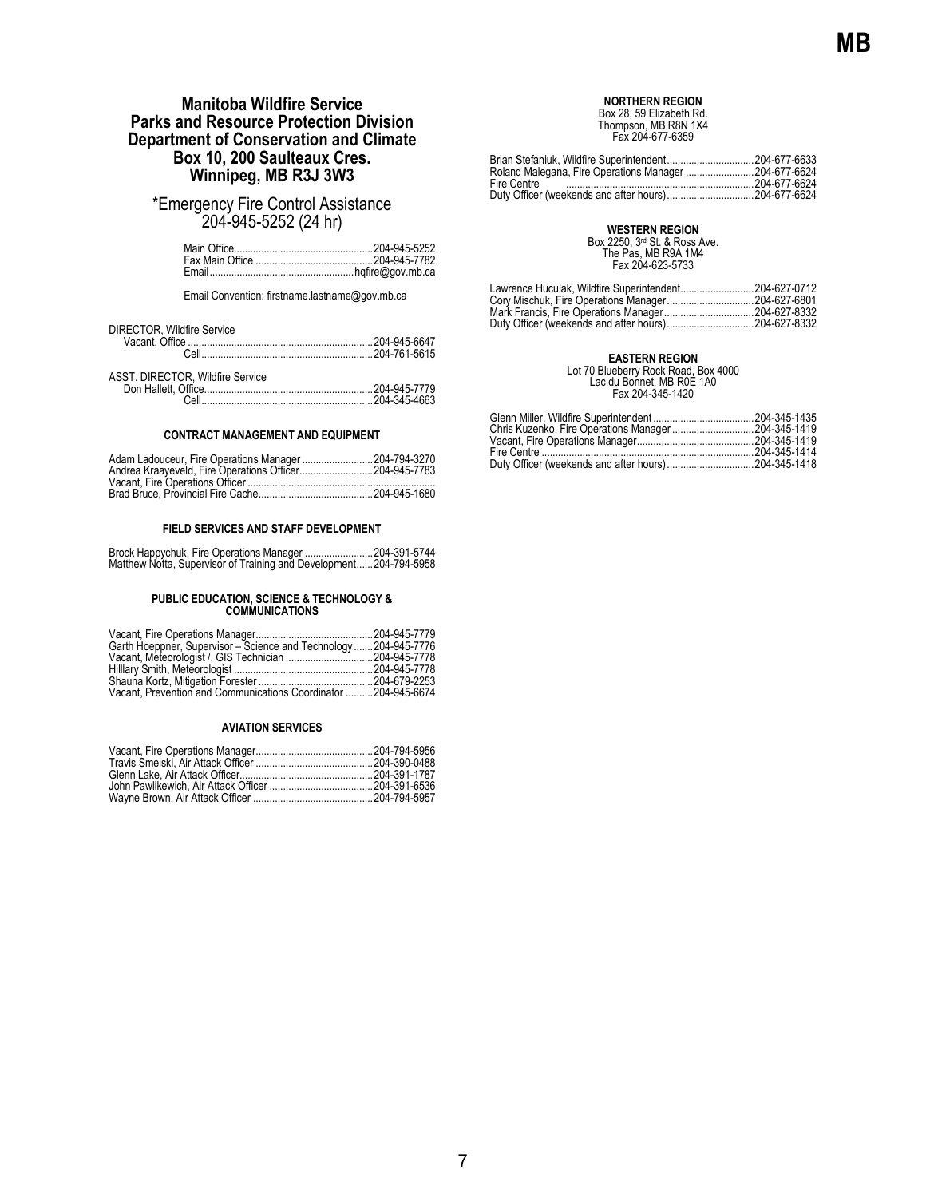## Manitoba Wildfire Service
## Parks and Resource Protection Division
## Department of Conservation and Climate
## Box 10, 200 Saulteaux Cres.
## Winnipeg, MB R3J 3W3

*Emergency Fire Control Assistance
204-945-5252 (24 hr)

Main Office.................................................. 204-945-5252
Fax Main Office .......................................... 204-945-7782
Email.................................................... hqfire@gov.mb.ca

Email Convention: firstname.lastname@gov.mb.ca

DIRECTOR, Wildfire Service
Vacant, Office .................................................... 204-945-6647
Cell............................................................. 204-761-5615

ASST. DIRECTOR, Wildfire Service
Don Hallett, Office............................................. 204-945-7779
Cell............................................................. 204-345-4663

### CONTRACT MANAGEMENT AND EQUIPMENT

Adam Ladouceur, Fire Operations Manager .......................... 204-794-3270
Andrea Kraayeveld, Fire Operations Officer.......................... 204-945-7783
Vacant, Fire Operations Officer ...................................................
Brad Bruce, Provincial Fire Cache.......................................... 204-945-1680

### FIELD SERVICES AND STAFF DEVELOPMENT

Brock Happychuk, Fire Operations Manager ......................... 204-391-5744
Matthew Notta, Supervisor of Training and Development...... 204-794-5958

### PUBLIC EDUCATION, SCIENCE & TECHNOLOGY & COMMUNICATIONS

Vacant, Fire Operations Manager.......................................... 204-945-7779
Garth Hoeppner, Supervisor – Science and Technology ....... 204-945-7776
Vacant, Meteorologist /. GIS Technician ................................ 204-945-7778
Hilllary Smith, Meteorologist .................................................. 204-945-7778
Shauna Kortz, Mitigation Forester .......................................... 204-679-2253
Vacant, Prevention and Communications Coordinator .......... 204-945-6674

### AVIATION SERVICES

Vacant, Fire Operations Manager.......................................... 204-794-5956
Travis Smelski, Air Attack Officer .......................................... 204-390-0488
Glenn Lake, Air Attack Officer................................................ 204-391-1787
John Pawlikewich, Air Attack Officer ...................................... 204-391-6536
Wayne Brown, Air Attack Officer ........................................... 204-794-5957

### NORTHERN REGION

Box 28, 59 Elizabeth Rd.
Thompson, MB R8N 1X4
Fax 204-677-6359

Brian Stefaniuk, Wildfire Superintendent................................ 204-677-6633
Roland Malegana, Fire Operations Manager ......................... 204-677-6624
Fire Centre .................................................................... 204-677-6624
Duty Officer (weekends and after hours)................................ 204-677-6624

### WESTERN REGION

Box 2250, 3rd St. & Ross Ave.
The Pas, MB R9A 1M4
Fax 204-623-5733

Lawrence Huculak, Wildfire Superintendent........................... 204-627-0712
Cory Mischuk, Fire Operations Manager................................ 204-627-6801
Mark Francis, Fire Operations Manager................................. 204-627-8332
Duty Officer (weekends and after hours)................................ 204-627-8332

### EASTERN REGION

Lot 70 Blueberry Rock Road, Box 4000
Lac du Bonnet, MB R0E 1A0
Fax 204-345-1420

Glenn Miller, Wildfire Superintendent ..................................... 204-345-1435
Chris Kuzenko, Fire Operations Manager .............................. 204-345-1419
Vacant, Fire Operations Manager.......................................... 204-345-1419
Fire Centre ............................................................................ 204-345-1414
Duty Officer (weekends and after hours)................................ 204-345-1418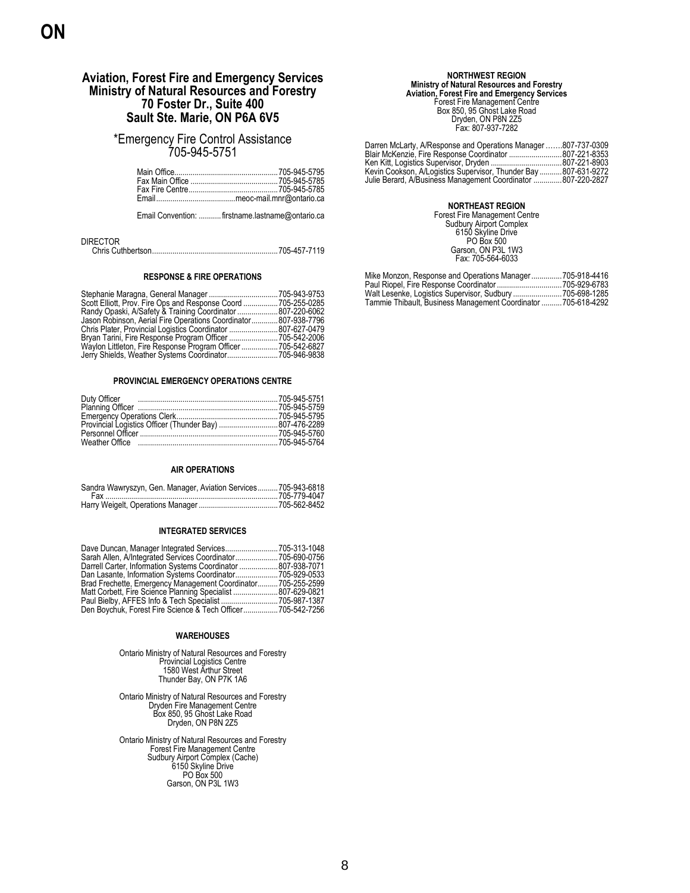# ON

## Aviation, Forest Fire and Emergency Services
## Ministry of Natural Resources and Forestry
## 70 Foster Dr., Suite 400
## Sault Ste. Marie, ON P6A 6V5

*Emergency Fire Control Assistance
705-945-5751

| | |
|---|---|
| Main Office | 705-945-5795 |
| Fax Main Office | 705-945-5785 |
| Fax Fire Centre | 705-945-5785 |
| Email | meoc-mail.mnr@ontario.ca |

Email Convention: firstname.lastname@ontario.ca

DIRECTOR

| | |
|---|---|
| Chris Cuthbertson | 705-457-7119 |

### RESPONSE & FIRE OPERATIONS

| | |
|---|---|
| Stephanie Maragna, General Manager | 705-943-9753 |
| Scott Elliott, Prov. Fire Ops and Response Coord | 705-255-0285 |
| Randy Opaski, A/Safety & Training Coordinator | 807-220-6062 |
| Jason Robinson, Aerial Fire Operations Coordinator | 807-938-7796 |
| Chris Plater, Provincial Logistics Coordinator | 807-627-0479 |
| Bryan Tarini, Fire Response Program Officer | 705-542-2006 |
| Waylon Littleton, Fire Response Program Officer | 705-542-6827 |
| Jerry Shields, Weather Systems Coordinator | 705-946-9838 |

### PROVINCIAL EMERGENCY OPERATIONS CENTRE

| | |
|---|---|
| Duty Officer | 705-945-5751 |
| Planning Officer | 705-945-5759 |
| Emergency Operations Clerk | 705-945-5795 |
| Provincial Logistics Officer (Thunder Bay) | 807-476-2289 |
| Personnel Officer | 705-945-5760 |
| Weather Office | 705-945-5764 |

### AIR OPERATIONS

| | |
|---|---|
| Sandra Wawryszyn, Gen. Manager, Aviation Services | 705-943-6818 |
| Fax | 705-779-4047 |
| Harry Weigelt, Operations Manager | 705-562-8452 |

### INTEGRATED SERVICES

| | |
|---|---|
| Dave Duncan, Manager Integrated Services | 705-313-1048 |
| Sarah Allen, A/Integrated Services Coordinator | 705-690-0756 |
| Darrell Carter, Information Systems Coordinator | 807-938-7071 |
| Dan Lasante, Information Systems Coordinator | 705-929-0533 |
| Brad Frechette, Emergency Management Coordinator | 705-255-2599 |
| Matt Corbett, Fire Science Planning Specialist | 807-629-0821 |
| Paul Bielby, AFFES Info & Tech Specialist | 705-987-1387 |
| Den Boychuk, Forest Fire Science & Tech Officer | 705-542-7256 |

### WAREHOUSES

Ontario Ministry of Natural Resources and Forestry
Provincial Logistics Centre
1580 West Arthur Street
Thunder Bay, ON P7K 1A6

Ontario Ministry of Natural Resources and Forestry
Dryden Fire Management Centre
Box 850, 95 Ghost Lake Road
Dryden, ON P8N 2Z5

Ontario Ministry of Natural Resources and Forestry
Forest Fire Management Centre
Sudbury Airport Complex (Cache)
6150 Skyline Drive
PO Box 500
Garson, ON P3L 1W3

### NORTHWEST REGION

**Ministry of Natural Resources and Forestry**
**Aviation, Forest Fire and Emergency Services**
Forest Fire Management Centre
Box 850, 95 Ghost Lake Road
Dryden, ON P8N 2Z5
Fax: 807-937-7282

| | |
|---|---|
| Darren McLarty, A/Response and Operations Manager | 807-737-0309 |
| Blair McKenzie, Fire Response Coordinator | 807-221-8353 |
| Ken Kitt, Logistics Supervisor, Dryden | 807-221-8903 |
| Kevin Cookson, A/Logistics Supervisor, Thunder Bay | 807-631-9272 |
| Julie Berard, A/Business Management Coordinator | 807-220-2827 |

### NORTHEAST REGION

Forest Fire Management Centre
Sudbury Airport Complex
6150 Skyline Drive
PO Box 500
Garson, ON P3L 1W3
Fax: 705-564-6033

| | |
|---|---|
| Mike Monzon, Response and Operations Manager | 705-918-4416 |
| Paul Riopel, Fire Response Coordinator | 705-929-6783 |
| Walt Lesenke, Logistics Supervisor, Sudbury | 705-698-1285 |
| Tammie Thibault, Business Management Coordinator | 705-618-4292 |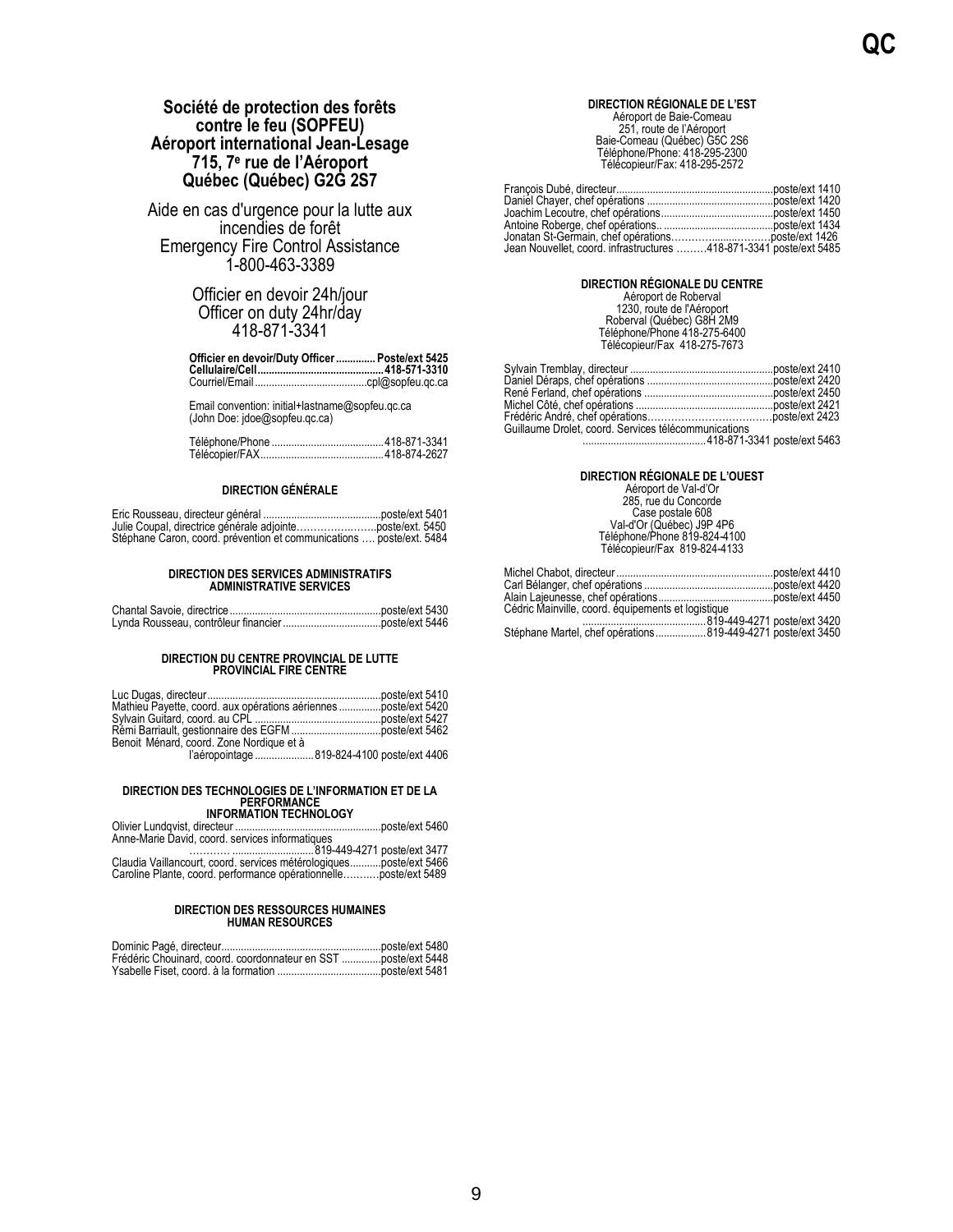**Société de protection des forêts contre le feu (SOPFEU)**
**Aéroport international Jean-Lesage**
**715, 7e rue de l'Aéroport**
**Québec (Québec) G2G 2S7**

Aide en cas d'urgence pour la lutte aux incendies de forêt
Emergency Fire Control Assistance
1-800-463-3389

Officier en devoir 24h/jour
Officer on duty 24hr/day
418-871-3341

**Officier en devoir/Duty Officer .............. Poste/ext 5425**
**Cellulaire/Cell............................................418-571-3310**
Courriel/Email........................................cpl@sopfeu.qc.ca

Email convention: initial+lastname@sopfeu.qc.ca
(John Doe: jdoe@sopfeu.qc.ca)

Téléphone/Phone ........................................418-871-3341
Télécopier/FAX...........................................418-874-2627

### DIRECTION GÉNÉRALE

Eric Rousseau, directeur général ..........................................poste/ext 5401
Julie Coupal, directrice générale adjointe……………………..poste/ext. 5450
Stéphane Caron, coord. prévention et communications …. poste/ext. 5484

### DIRECTION DES SERVICES ADMINISTRATIFS
### ADMINISTRATIVE SERVICES

Chantal Savoie, directrice......................................................poste/ext 5430
Lynda Rousseau, contrôleur financier ..................................poste/ext 5446

### DIRECTION DU CENTRE PROVINCIAL DE LUTTE
### PROVINCIAL FIRE CENTRE

Luc Dugas, directeur.............................................................poste/ext 5410
Mathieu Payette, coord. aux opérations aériennes ...............poste/ext 5420
Sylvain Guitard, coord. au CPL ............................................poste/ext 5427
Rémi Barriault, gestionnaire des EGFM ................................poste/ext 5462
Benoit Ménard, coord. Zone Nordique et à
l'aéropointage .....................819-824-4100 poste/ext 4406

### DIRECTION DES TECHNOLOGIES DE L'INFORMATION ET DE LA PERFORMANCE
### INFORMATION TECHNOLOGY

Olivier Lundqvist, directeur ....................................................poste/ext 5460
Anne-Marie David, coord. services informatiques
………...............................819-449-4271 poste/ext 3477
Claudia Vaillancourt, coord. services météorologiques...........poste/ext 5466
Caroline Plante, coord. performance opérationnelle……….poste/ext 5489

### DIRECTION DES RESSOURCES HUMAINES
### HUMAN RESOURCES

Dominic Pagé, directeur.........................................................poste/ext 5480
Frédéric Chouinard, coord. coordonnateur en SST ..............poste/ext 5448
Ysabelle Fiset, coord. à la formation .....................................poste/ext 5481

### DIRECTION RÉGIONALE DE L'EST

Aéroport de Baie-Comeau
251, route de l'Aéroport
Baie-Comeau (Québec) G5C 2S6
Téléphone/Phone: 418-295-2300
Télécopieur/Fax: 418-295-2572

François Dubé, directeur........................................................poste/ext 1410
Daniel Chayer, chef opérations .............................................poste/ext 1420
Joachim Lecoutre, chef opérations........................................poste/ext 1450
Antoine Roberge, chef opérations.. .......................................poste/ext 1434
Jonatan St-Germain, chef opérations……………...........………poste/ext 1426
Jean Nouvellet, coord. infrastructures ………418-871-3341 poste/ext 5485

### DIRECTION RÉGIONALE DU CENTRE

Aéroport de Roberval
1230, route de l'Aéroport
Roberval (Québec) G8H 2M9
Téléphone/Phone 418-275-6400
Télécopieur/Fax 418-275-7673

Sylvain Tremblay, directeur ...................................................poste/ext 2410
Daniel Déraps, chef opérations .............................................poste/ext 2420
René Ferland, chef opérations ..............................................poste/ext 2450
Michel Côté, chef opérations .................................................poste/ext 2421
Frédéric André, chef opérations……………………………….poste/ext 2423
Guillaume Drolet, coord. Services télécommunications
..........................................418-871-3341 poste/ext 5463

### DIRECTION RÉGIONALE DE L'OUEST

Aéroport de Val-d'Or
285, rue du Concorde
Case postale 608
Val-d'Or (Québec) J9P 4P6
Téléphone/Phone 819-824-4100
Télécopieur/Fax 819-824-4133

Michel Chabot, directeur........................................................poste/ext 4410
Carl Bélanger, chef opérations ..............................................poste/ext 4420
Alain Lajeunesse, chef opérations.........................................poste/ext 4450
Cédric Mainville, coord. équipements et logistique
..........................................819-449-4271 poste/ext 3420
Stéphane Martel, chef opérations..................819-449-4271 poste/ext 3450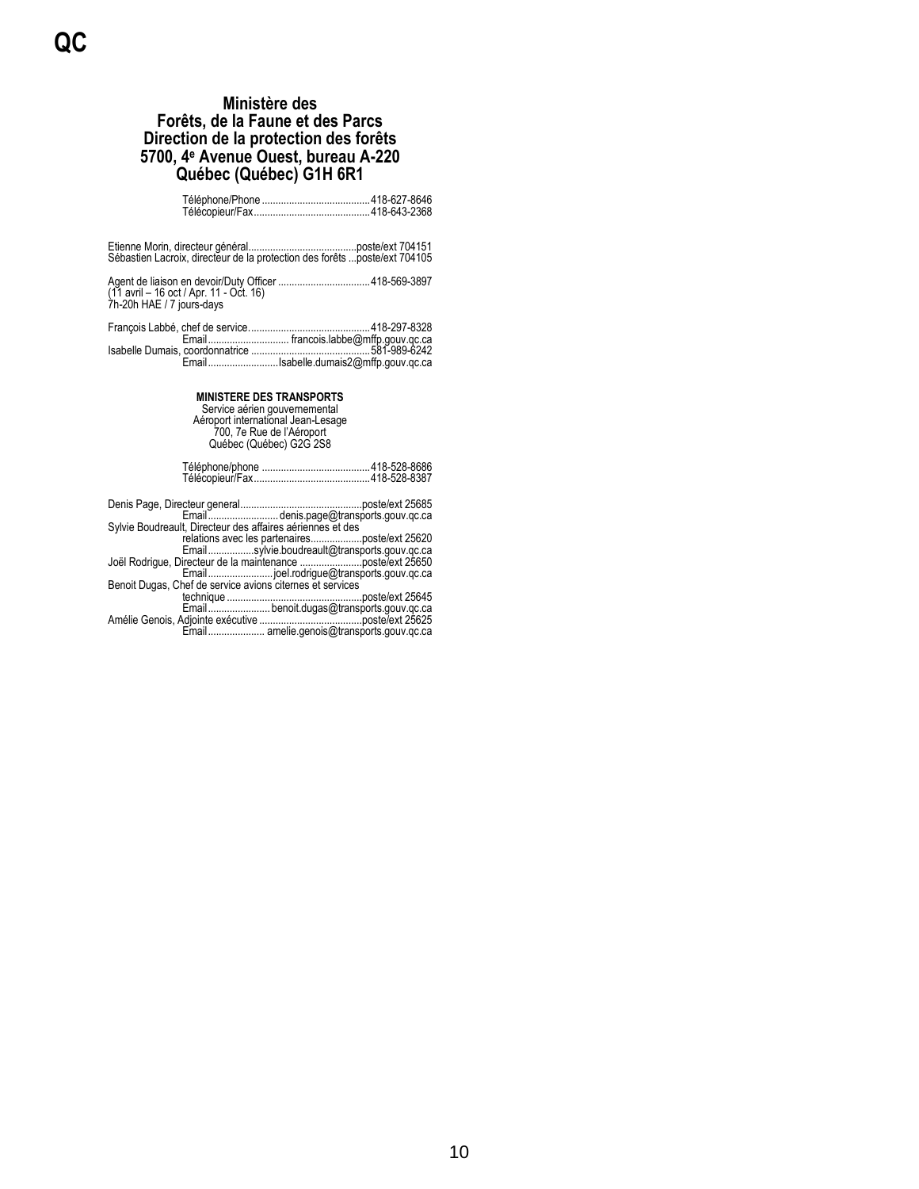# QC

## Ministère des Forêts, de la Faune et des Parcs
## Direction de la protection des forêts
## 5700, 4e Avenue Ouest, bureau A-220
## Québec (Québec) G1H 6R1

Téléphone/Phone ........................................ 418-627-8646
Télécopieur/Fax........................................... 418-643-2368

Etienne Morin, directeur général........................................ poste/ext 704151
Sébastien Lacroix, directeur de la protection des forêts ...poste/ext 704105

Agent de liaison en devoir/Duty Officer .................................. 418-569-3897
(11 avril – 16 oct / Apr. 11 - Oct. 16)
7h-20h HAE / 7 jours-days

François Labbé, chef de service............................................ 418-297-8328
Email ............................. francois.labbe@mffp.gouv.qc.ca
Isabelle Dumais, coordonnatrice ........................................... 581-989-6242
Email ......................... Isabelle.dumais2@mffp.gouv.qc.ca

### MINISTERE DES TRANSPORTS

Service aérien gouvernemental
Aéroport international Jean-Lesage
700, 7e Rue de l'Aéroport
Québec (Québec) G2G 2S8

Téléphone/phone ........................................ 418-528-8686
Télécopieur/Fax........................................... 418-528-8387

Denis Page, Directeur general............................................ poste/ext 25685
Email .......................... denis.page@transports.gouv.qc.ca
Sylvie Boudreault, Directeur des affaires aériennes et des relations avec les partenaires................... poste/ext 25620
Email ................ sylvie.boudreault@transports.gouv.qc.ca
Joël Rodrigue, Directeur de la maintenance ...................... poste/ext 25650
Email ........................ joel.rodrigue@transports.gouv.qc.ca
Benoit Dugas, Chef de service avions citernes et services technique .................................................. poste/ext 25645
Email ...................... benoit.dugas@transports.gouv.qc.ca
Amélie Genois, Adjointe exécutive ..................................... poste/ext 25625
Email .................... amelie.genois@transports.gouv.qc.ca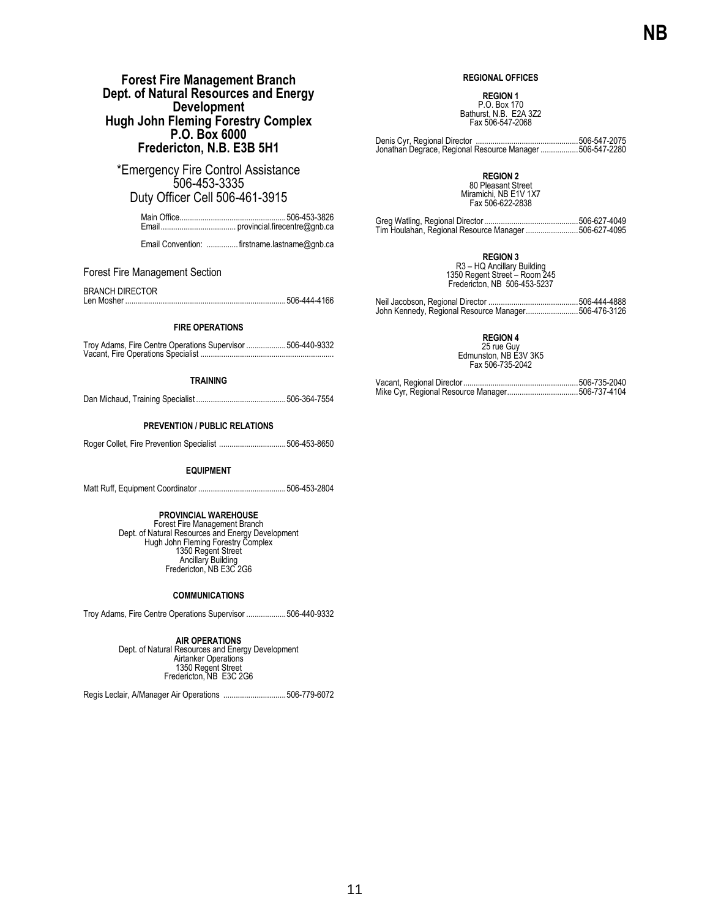## Forest Fire Management Branch
## Dept. of Natural Resources and Energy Development
## Hugh John Fleming Forestry Complex
## P.O. Box 6000
## Fredericton, N.B. E3B 5H1

*Emergency Fire Control Assistance
506-453-3335
Duty Officer Cell 506-461-3915

Main Office....................................................506-453-3826
Email.................................... provincial.firecentre@gnb.ca

Email Convention: ............... firstname.lastname@gnb.ca

Forest Fire Management Section

BRANCH DIRECTOR
Len Mosher............................................................................506-444-4166

**FIRE OPERATIONS**

Troy Adams, Fire Centre Operations Supervisor ...................506-440-9332
Vacant, Fire Operations Specialist ...............................................................

**TRAINING**

Dan Michaud, Training Specialist...........................................506-364-7554

**PREVENTION / PUBLIC RELATIONS**

Roger Collet, Fire Prevention Specialist ................................506-453-8650

**EQUIPMENT**

Matt Ruff, Equipment Coordinator..........................................506-453-2804

**PROVINCIAL WAREHOUSE**
Forest Fire Management Branch
Dept. of Natural Resources and Energy Development
Hugh John Fleming Forestry Complex
1350 Regent Street
Ancillary Building
Fredericton, NB E3C 2G6

**COMMUNICATIONS**

Troy Adams, Fire Centre Operations Supervisor ...................506-440-9332

**AIR OPERATIONS**
Dept. of Natural Resources and Energy Development
Airtanker Operations
1350 Regent Street
Fredericton, NB E3C 2G6

Regis Leclair, A/Manager Air Operations ..............................506-779-6072

**REGIONAL OFFICES**

**REGION 1**
P.O. Box 170
Bathurst, N.B. E2A 3Z2
Fax 506-547-2068

Denis Cyr, Regional Director .................................................506-547-2075
Jonathan Degrace, Regional Resource Manager ..................506-547-2280

**REGION 2**
80 Pleasant Street
Miramichi, NB E1V 1X7
Fax 506-622-2838

Greg Watling, Regional Director.............................................506-627-4049
Tim Houlahan, Regional Resource Manager .........................506-627-4095

**REGION 3**
R3 – HQ Ancillary Building
1350 Regent Street – Room 245
Fredericton, NB 506-453-5237

Neil Jacobson, Regional Director ...........................................506-444-4888
John Kennedy, Regional Resource Manager.........................506-476-3126

**REGION 4**
25 rue Guy
Edmunston, NB E3V 3K5
Fax 506-735-2042

Vacant, Regional Director.......................................................506-735-2040
Mike Cyr, Regional Resource Manager..................................506-737-4104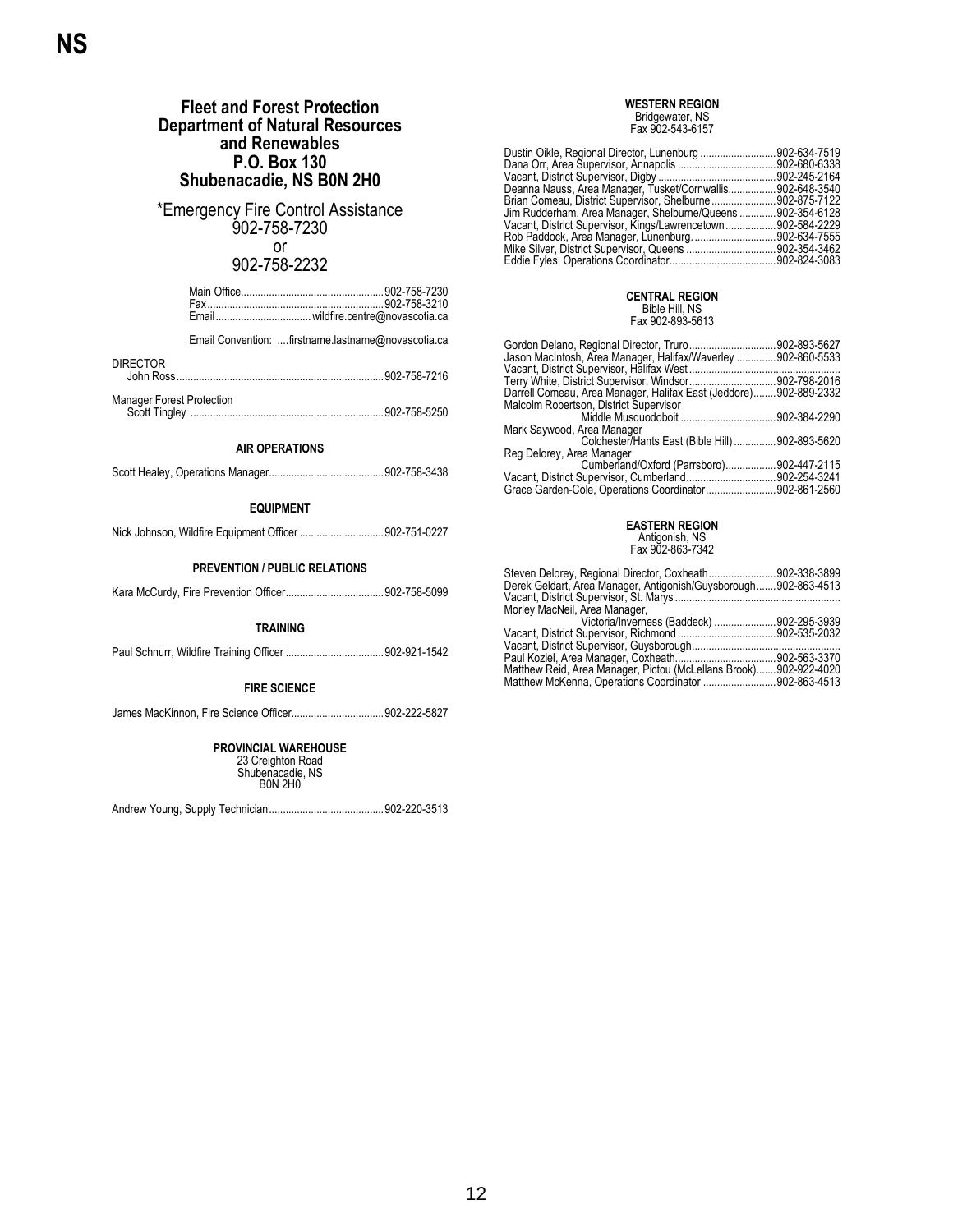# Fleet and Forest Protection
## Department of Natural Resources and Renewables
## P.O. Box 130
## Shubenacadie, NS B0N 2H0

*Emergency Fire Control Assistance
902-758-7230
or
902-758-2232

Main Office....................902-758-7230
Fax....................902-758-3210
Email....................wildfire.centre@novascotia.ca

Email Convention: ....firstname.lastname@novascotia.ca

DIRECTOR
John Ross....................902-758-7216

Manager Forest Protection
Scott Tingley....................902-758-5250

### AIR OPERATIONS

Scott Healey, Operations Manager....................902-758-3438

### EQUIPMENT

Nick Johnson, Wildfire Equipment Officer....................902-751-0227

### PREVENTION / PUBLIC RELATIONS

Kara McCurdy, Fire Prevention Officer....................902-758-5099

### TRAINING

Paul Schnurr, Wildfire Training Officer....................902-921-1542

### FIRE SCIENCE

James MacKinnon, Fire Science Officer....................902-222-5827

### PROVINCIAL WAREHOUSE
23 Creighton Road
Shubenacadie, NS
B0N 2H0

Andrew Young, Supply Technician....................902-220-3513

### WESTERN REGION
Bridgewater, NS
Fax 902-543-6157

Dustin Oikle, Regional Director, Lunenburg....................902-634-7519
Dana Orr, Area Supervisor, Annapolis....................902-680-6338
Vacant, District Supervisor, Digby....................902-245-2164
Deanna Nauss, Area Manager, Tusket/Cornwallis....................902-648-3540
Brian Comeau, District Supervisor, Shelburne....................902-875-7122
Jim Rudderham, Area Manager, Shelburne/Queens....................902-354-6128
Vacant, District Supervisor, Kings/Lawrencetown....................902-584-2229
Rob Paddock, Area Manager, Lunenburg....................902-634-7555
Mike Silver, District Supervisor, Queens....................902-354-3462
Eddie Fyles, Operations Coordinator....................902-824-3083

### CENTRAL REGION
Bible Hill, NS
Fax 902-893-5613

Gordon Delano, Regional Director, Truro....................902-893-5627
Jason MacIntosh, Area Manager, Halifax/Waverley....................902-860-5533
Vacant, District Supervisor, Halifax West....................
Terry White, District Supervisor, Windsor....................902-798-2016
Darrell Comeau, Area Manager, Halifax East (Jeddore)....................902-889-2332
Malcolm Robertson, District Supervisor
Middle Musquodoboit....................902-384-2290
Mark Saywood, Area Manager
Colchester/Hants East (Bible Hill)....................902-893-5620
Reg Delorey, Area Manager
Cumberland/Oxford (Parrsboro)....................902-447-2115
Vacant, District Supervisor, Cumberland....................902-254-3241
Grace Garden-Cole, Operations Coordinator....................902-861-2560

### EASTERN REGION
Antigonish, NS
Fax 902-863-7342

Steven Delorey, Regional Director, Coxheath....................902-338-3899
Derek Geldart, Area Manager, Antigonish/Guysborough....................902-863-4513
Vacant, District Supervisor, St. Marys....................
Morley MacNeil, Area Manager,
Victoria/Inverness (Baddeck)....................902-295-3939
Vacant, District Supervisor, Richmond....................902-535-2032
Vacant, District Supervisor, Guysborough....................
Paul Koziel, Area Manager, Coxheath....................902-563-3370
Matthew Reid, Area Manager, Pictou (McLellans Brook)....................902-922-4020
Matthew McKenna, Operations Coordinator....................902-863-4513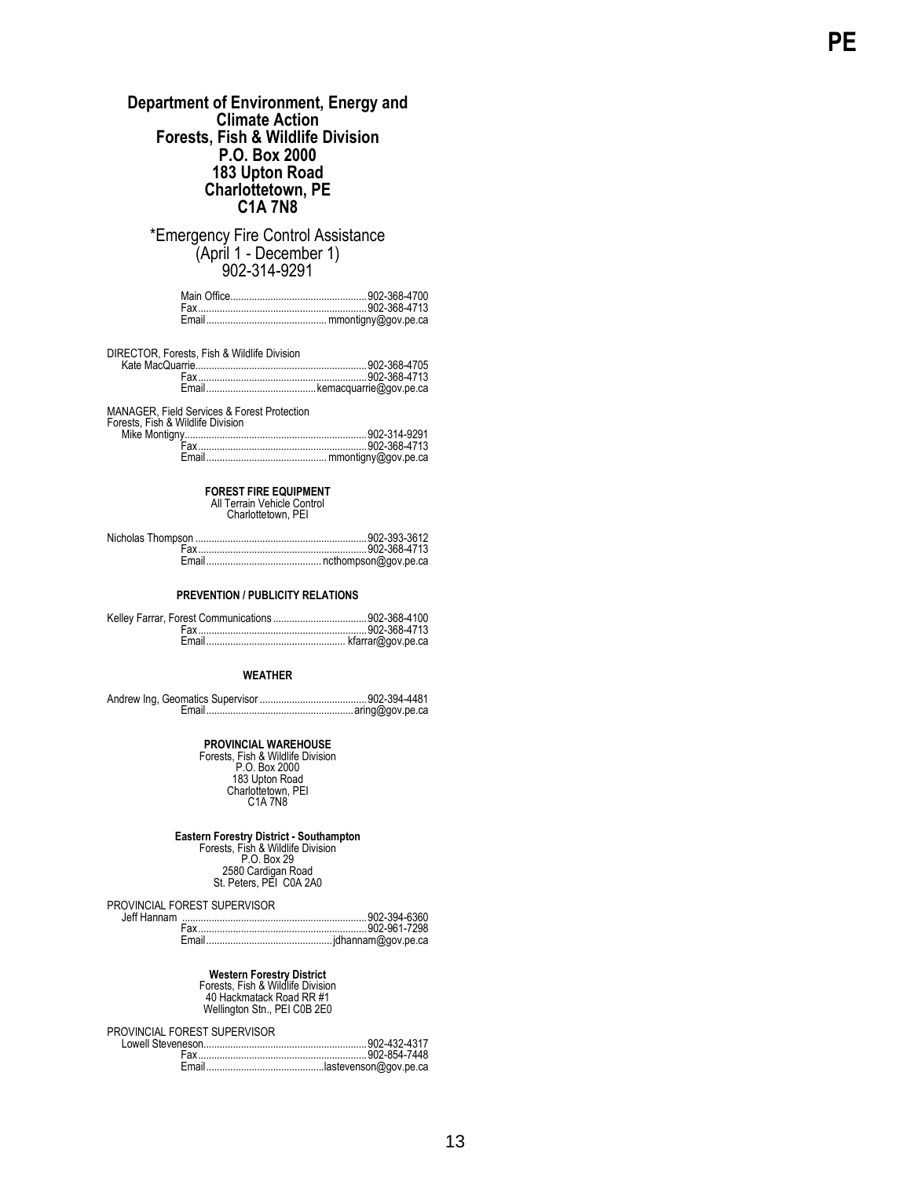## Department of Environment, Energy and Climate Action
## Forests, Fish & Wildlife Division
## P.O. Box 2000
## 183 Upton Road
## Charlottetown, PE
## C1A 7N8

*Emergency Fire Control Assistance
(April 1 - December 1)
902-314-9291

Main Office....................................................902-368-4700
Fax...............................................................902-368-4713
Email.............................................mmontigny@gov.pe.ca

DIRECTOR, Forests, Fish & Wildlife Division
Kate MacQuarrie................................................................902-368-4705
Fax...............................................................902-368-4713
Email.........................................kemacquarrie@gov.pe.ca

MANAGER, Field Services & Forest Protection
Forests, Fish & Wildlife Division
Mike Montigny....................................................................902-314-9291
Fax...............................................................902-368-4713
Email.............................................mmontigny@gov.pe.ca

**FOREST FIRE EQUIPMENT**
All Terrain Vehicle Control
Charlottetown, PEI

Nicholas Thompson ................................................................902-393-3612
Fax...............................................................902-368-4713
Email...........................................ncthompson@gov.pe.ca

**PREVENTION / PUBLICITY RELATIONS**

Kelley Farrar, Forest Communications ...................................902-368-4100
Fax...............................................................902-368-4713
Email.................................................... kfarrar@gov.pe.ca

**WEATHER**

Andrew Ing, Geomatics Supervisor ........................................902-394-4481
Email.......................................................aring@gov.pe.ca

**PROVINCIAL WAREHOUSE**
Forests, Fish & Wildlife Division
P.O. Box 2000
183 Upton Road
Charlottetown, PEI
C1A 7N8

**Eastern Forestry District - Southampton**
Forests, Fish & Wildlife Division
P.O. Box 29
2580 Cardigan Road
St. Peters, PEI C0A 2A0

PROVINCIAL FOREST SUPERVISOR
Jeff Hannam .....................................................................902-394-6360
Fax...............................................................902-961-7298
Email..............................................jdhannam@gov.pe.ca

**Western Forestry District**
Forests, Fish & Wildlife Division
40 Hackmatack Road RR #1
Wellington Stn., PEI C0B 2E0

PROVINCIAL FOREST SUPERVISOR
Lowell Steveneson.............................................................902-432-4317
Fax...............................................................902-854-7448
Email...........................................lastevenson@gov.pe.ca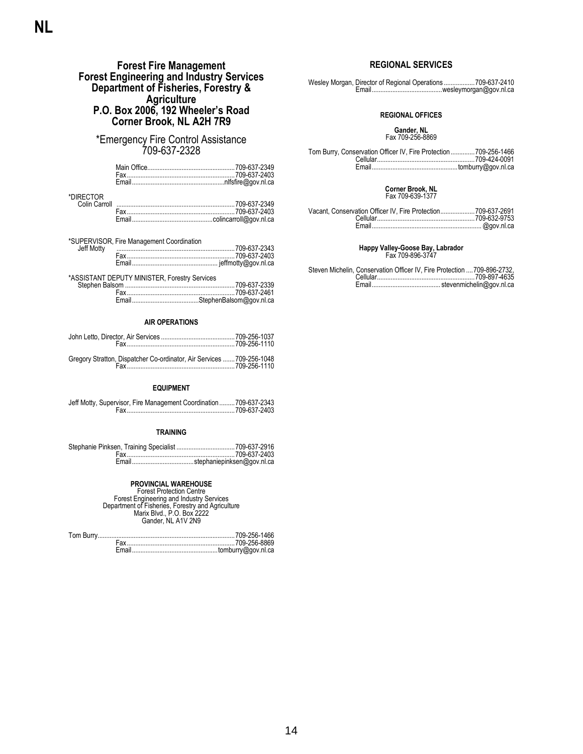NL

## Forest Fire Management
## Forest Engineering and Industry Services
## Department of Fisheries, Forestry & Agriculture
## P.O. Box 2006, 192 Wheeler's Road
## Corner Brook, NL A2H 7R9

*Emergency Fire Control Assistance
709-637-2328

Main Office....................................................709-637-2349
Fax................................................................709-637-2403
Email.......................................................nlfsire@gov.nl.ca

*DIRECTOR
Colin Carroll .....................................................................709-637-2349
Fax................................................................709-637-2403
Email...............................................colincarroll@gov.nl.ca

*SUPERVISOR, Fire Management Coordination
Jeff Motty .....................................................................709-637-2343
Fax................................................................709-637-2403
Email.................................................. jeffmotty@gov.nl.ca

*ASSISTANT DEPUTY MINISTER, Forestry Services
Stephen Balsom ................................................................709-637-2339
Fax................................................................709-637-2461
Email.......................................StephenBalsom@gov.nl.ca

### AIR OPERATIONS

John Letto, Director, Air Services ...........................................709-256-1037
Fax................................................................709-256-1110

Gregory Stratton, Dispatcher Co-ordinator, Air Services .......709-256-1048
Fax................................................................709-256-1110

### EQUIPMENT

Jeff Motty, Supervisor, Fire Management Coordination .........709-637-2343
Fax................................................................709-637-2403

### TRAINING

Stephanie Pinksen, Training Specialist ..................................709-637-2916
Fax................................................................709-637-2403
Email....................................stephaniepinksen@gov.nl.ca

### PROVINCIAL WAREHOUSE

Forest Protection Centre
Forest Engineering and Industry Services
Department of Fisheries, Forestry and Agriculture
Marix Blvd., P.O. Box 2222
Gander, NL A1V 2N9

Tom Burry.................................................................................709-256-1466
Fax................................................................709-256-8869
Email..................................................tomburry@gov.nl.ca

### REGIONAL SERVICES

Wesley Morgan, Director of Regional Operations ..................709-637-2410
Email.........................................wesleymorgan@gov.nl.ca

#### REGIONAL OFFICES

**Gander, NL**
Fax 709-256-8869

Tom Burry, Conservation Officer IV, Fire Protection ..............709-256-1466
Cellular.........................................................709-424-0091
Email..................................................tomburry@gov.nl.ca

**Corner Brook, NL**
Fax 709-639-1377

Vacant, Conservation Officer IV, Fire Protection....................709-637-2691
Cellular.........................................................709-632-9753
Email................................................................ @gov.nl.ca

**Happy Valley-Goose Bay, Labrador**
Fax 709-896-3747

Steven Michelin, Conservation Officer IV, Fire Protection ....709-896-2732,
Cellular.........................................................709-897-4635
Email........................................ stevenmichelin@gov.nl.ca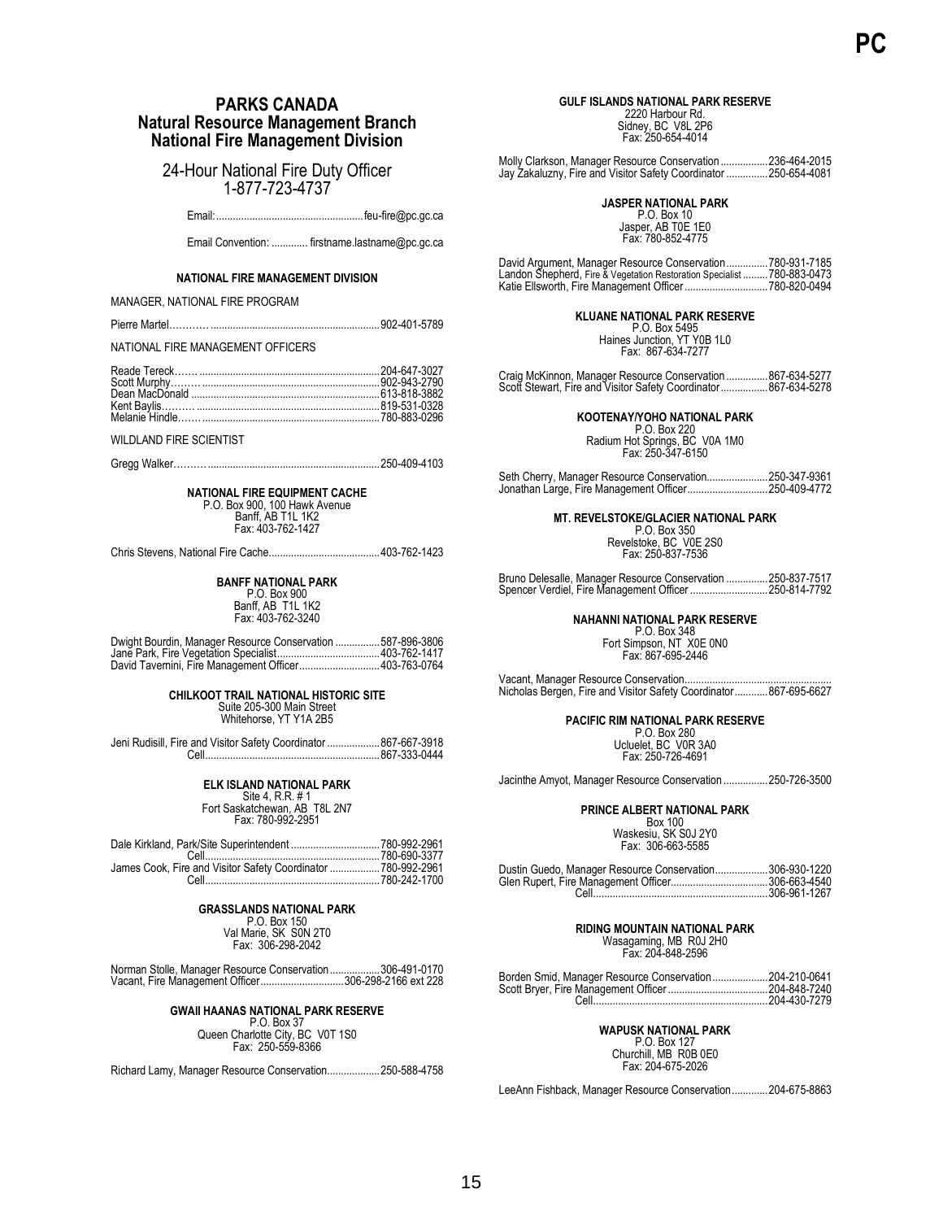# PARKS CANADA
## Natural Resource Management Branch
## National Fire Management Division

24-Hour National Fire Duty Officer
1-877-723-4737

Email: ..................................................... feu-fire@pc.gc.ca

Email Convention: ............. firstname.lastname@pc.gc.ca

### NATIONAL FIRE MANAGEMENT DIVISION

MANAGER, NATIONAL FIRE PROGRAM

Pierre Martel………. ............................................................ 902-401-5789

NATIONAL FIRE MANAGEMENT OFFICERS

Reade Tereck……. ................................................................ 204-647-3027
Scott Murphy…….. ............................................................... 902-943-2790
Dean MacDonald ................................................................... 613-818-3882
Kent Baylis……... ................................................................. 819-531-0328
Melanie Hindle……. .............................................................. 780-883-0296

WILDLAND FIRE SCIENTIST

Gregg Walker……….. ........................................................... 250-409-4103

### NATIONAL FIRE EQUIPMENT CACHE

P.O. Box 900, 100 Hawk Avenue
Banff, AB T1L 1K2
Fax: 403-762-1427

Chris Stevens, National Fire Cache....................................... 403-762-1423

### BANFF NATIONAL PARK

P.O. Box 900
Banff, AB T1L 1K2
Fax: 403-762-3240

Dwight Bourdin, Manager Resource Conservation ................ 587-896-3806
Jane Park, Fire Vegetation Specialist..................................... 403-762-1417
David Tavernini, Fire Management Officer............................. 403-763-0764

### CHILKOOT TRAIL NATIONAL HISTORIC SITE

Suite 205-300 Main Street
Whitehorse, YT Y1A 2B5

Jeni Rudisill, Fire and Visitor Safety Coordinator ................... 867-667-3918
Cell............................................................... 867-333-0444

### ELK ISLAND NATIONAL PARK

Site 4, R.R. # 1
Fort Saskatchewan, AB T8L 2N7
Fax: 780-992-2951

Dale Kirkland, Park/Site Superintendent ................................ 780-992-2961
Cell............................................................... 780-690-3377
James Cook, Fire and Visitor Safety Coordinator .................. 780-992-2961
Cell............................................................... 780-242-1700

### GRASSLANDS NATIONAL PARK

P.O. Box 150
Val Marie, SK S0N 2T0
Fax: 306-298-2042

Norman Stolle, Manager Resource Conservation .................. 306-491-0170
Vacant, Fire Management Officer............................. 306-298-2166 ext 228

### GWAII HAANAS NATIONAL PARK RESERVE

P.O. Box 37
Queen Charlotte City, BC V0T 1S0
Fax: 250-559-8366

Richard Lamy, Manager Resource Conservation................... 250-588-4758

### GULF ISLANDS NATIONAL PARK RESERVE

2220 Harbour Rd.
Sidney, BC V8L 2P6
Fax: 250-654-4014

Molly Clarkson, Manager Resource Conservation ................. 236-464-2015
Jay Zakaluzny, Fire and Visitor Safety Coordinator ............... 250-654-4081

### JASPER NATIONAL PARK

P.O. Box 10
Jasper, AB T0E 1E0
Fax: 780-852-4775

David Argument, Manager Resource Conservation............... 780-931-7185
Landon Shepherd, Fire & Vegetation Restoration Specialist ......... 780-883-0473
Katie Ellsworth, Fire Management Officer.............................. 780-820-0494

### KLUANE NATIONAL PARK RESERVE

P.O. Box 5495
Haines Junction, YT Y0B 1L0
Fax: 867-634-7277

Craig McKinnon, Manager Resource Conservation ............... 867-634-5277
Scott Stewart, Fire and Visitor Safety Coordinator................. 867-634-5278

### KOOTENAY/YOHO NATIONAL PARK

P.O. Box 220
Radium Hot Springs, BC V0A 1M0
Fax: 250-347-6150

Seth Cherry, Manager Resource Conservation...................... 250-347-9361
Jonathan Large, Fire Management Officer............................ 250-409-4772

### MT. REVELSTOKE/GLACIER NATIONAL PARK

P.O. Box 350
Revelstoke, BC V0E 2S0
Fax: 250-837-7536

Bruno Delesalle, Manager Resource Conservation ............... 250-837-7517
Spencer Verdiel, Fire Management Officer ............................ 250-814-7792

### NAHANNI NATIONAL PARK RESERVE

P.O. Box 348
Fort Simpson, NT X0E 0N0
Fax: 867-695-2446

Vacant, Manager Resource Conservation.....................................................
Nicholas Bergen, Fire and Visitor Safety Coordinator............ 867-695-6627

### PACIFIC RIM NATIONAL PARK RESERVE

P.O. Box 280
Ucluelet, BC V0R 3A0
Fax: 250-726-4691

Jacinthe Amyot, Manager Resource Conservation ................ 250-726-3500

### PRINCE ALBERT NATIONAL PARK

Box 100
Waskesiu, SK S0J 2Y0
Fax: 306-663-5585

Dustin Guedo, Manager Resource Conservation................... 306-930-1220
Glen Rupert, Fire Management Officer................................... 306-663-4540
Cell............................................................... 306-961-1267

### RIDING MOUNTAIN NATIONAL PARK

Wasagaming, MB R0J 2H0
Fax: 204-848-2596

Borden Smid, Manager Resource Conservation.................... 204-210-0641
Scott Bryer, Fire Management Officer.................................... 204-848-7240
Cell............................................................... 204-430-7279

### WAPUSK NATIONAL PARK

P.O. Box 127
Churchill, MB R0B 0E0
Fax: 204-675-2026

LeeAnn Fishback, Manager Resource Conservation............. 204-675-8863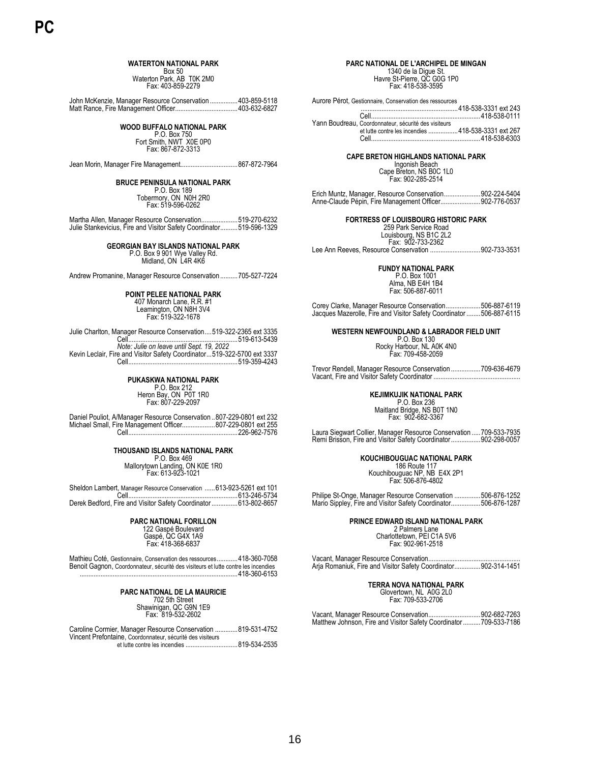#### WATERTON NATIONAL PARK

Box 50
Waterton Park, AB T0K 2M0
Fax: 403-859-2279

John McKenzie, Manager Resource Conservation ................403-859-5118
Matt Rance, Fire Management Officer....................................403-632-6827

#### WOOD BUFFALO NATIONAL PARK

P.O. Box 750
Fort Smith, NWT X0E 0P0
Fax: 867-872-3313

Jean Morin, Manager Fire Management.................................867-872-7964

#### BRUCE PENINSULA NATIONAL PARK

P.O. Box 189
Tobermory, ON N0H 2R0
Fax: 519-596-0262

Martha Allen, Manager Resource Conservation.....................519-270-6232
Julie Stankevicius, Fire and Visitor Safety Coordinator..........519-596-1329

#### GEORGIAN BAY ISLANDS NATIONAL PARK

P.O. Box 9 901 Wye Valley Rd.
Midland, ON L4R 4K6

Andrew Promanine, Manager Resource Conservation ..........705-527-7224

#### POINT PELEE NATIONAL PARK

407 Monarch Lane, R.R. #1
Leamington, ON N8H 3V4
Fax: 519-322-1678

Julie Charlton, Manager Resource Conservation....519-322-2365 ext 3335
Cell...............................................................519-613-5439
*Note: Julie on leave until Sept. 19, 2022*
Kevin Leclair, Fire and Visitor Safety Coordinator....519-322-5700 ext 3337
Cell...............................................................519-359-4243

#### PUKASKWA NATIONAL PARK

P.O. Box 212
Heron Bay, ON P0T 1R0
Fax: 807-229-2097

Daniel Pouliot, A/Manager Resource Conservation ..807-229-0801 ext 232
Michael Small, Fire Management Officer...................807-229-0801 ext 255
Cell...............................................................226-962-7576

#### THOUSAND ISLANDS NATIONAL PARK

P.O. Box 469
Mallorytown Landing, ON K0E 1R0
Fax: 613-923-1021

Sheldon Lambert, Manager Resource Conservation ......613-923-5261 ext 101
Cell...............................................................613-246-5734
Derek Bedford, Fire and Visitor Safety Coordinator ...............613-802-8657

#### PARC NATIONAL FORILLON

122 Gaspé Boulevard
Gaspé, QC G4X 1A9
Fax: 418-368-6837

Mathieu Coté, Gestionnaire, Conservation des ressources............418-360-7058
Benoit Gagnon, Coordonnateur, sécurité des visiteurs et lutte contre les incendies
..........................................................................................418-360-6153

#### PARC NATIONAL DE LA MAURICIE

702 5th Street
Shawinigan, QC G9N 1E9
Fax: 819-532-2602

Caroline Cormier, Manager Resource Conservation .............819-531-4752
Vincent Prefontaine, Coordonnateur, sécurité des visiteurs
et lutte contre les incendies ..............................819-534-2535

#### PARC NATIONAL DE L'ARCHIPEL DE MINGAN

1340 de la Digue St.
Havre St-Pierre, QC G0G 1P0
Fax: 418-538-3595

Aurore Pérot, Gestionnaire, Conservation des ressources
........................................................418-538-3331 ext 243
Cell...............................................................418-538-0111
Yann Boudreau, Coordonnateur, sécurité des visiteurs
et lutte contre les incendies .................418-538-3331 ext 267
Cell...............................................................418-538-6303

#### CAPE BRETON HIGHLANDS NATIONAL PARK

Ingonish Beach
Cape Breton, NS B0C 1L0
Fax: 902-285-2514

Erich Muntz, Manager, Resource Conservation.....................902-224-5404
Anne-Claude Pépin, Fire Management Officer.......................902-776-0537

#### FORTRESS OF LOUISBOURG HISTORIC PARK

259 Park Service Road
Louisbourg, NS B1C 2L2
Fax: 902-733-2362

Lee Ann Reeves, Resource Conservation ............................902-733-3531

#### FUNDY NATIONAL PARK

P.O. Box 1001
Alma, NB E4H 1B4
Fax: 506-887-6011

Corey Clarke, Manager Resource Conservation....................506-887-6119
Jacques Mazerolle, Fire and Visitor Safety Coordinator ........506-887-6115

#### WESTERN NEWFOUNDLAND & LABRADOR FIELD UNIT

P.O. Box 130
Rocky Harbour, NL A0K 4N0
Fax: 709-458-2059

Trevor Rendell, Manager Resource Conservation .................709-636-4679
Vacant, Fire and Visitor Safety Coordinator .................................................

#### KEJIMKUJIK NATIONAL PARK

P.O. Box 236
Maitland Bridge, NS B0T 1N0
Fax: 902-682-3367

Laura Siegwart Collier, Manager Resource Conservation .....709-533-7935
Remi Brisson, Fire and Visitor Safety Coordinator.................902-298-0057

#### KOUCHIBOUGUAC NATIONAL PARK

186 Route 117
Kouchibouguac NP, NB E4X 2P1
Fax: 506-876-4802

Philipe St-Onge, Manager Resource Conservation ...............506-876-1252
Mario Sippley, Fire and Visitor Safety Coordinator.................506-876-1287

#### PRINCE EDWARD ISLAND NATIONAL PARK

2 Palmers Lane
Charlottetown, PEI C1A 5V6
Fax: 902-961-2518

Vacant, Manager Resource Conservation....................................................
Arja Romaniuk, Fire and Visitor Safety Coordinator...............902-314-1451

#### TERRA NOVA NATIONAL PARK

Glovertown, NL A0G 2L0
Fax: 709-533-2706

Vacant, Manager Resource Conservation.............................902-682-7263
Matthew Johnson, Fire and Visitor Safety Coordinator ..........709-533-7186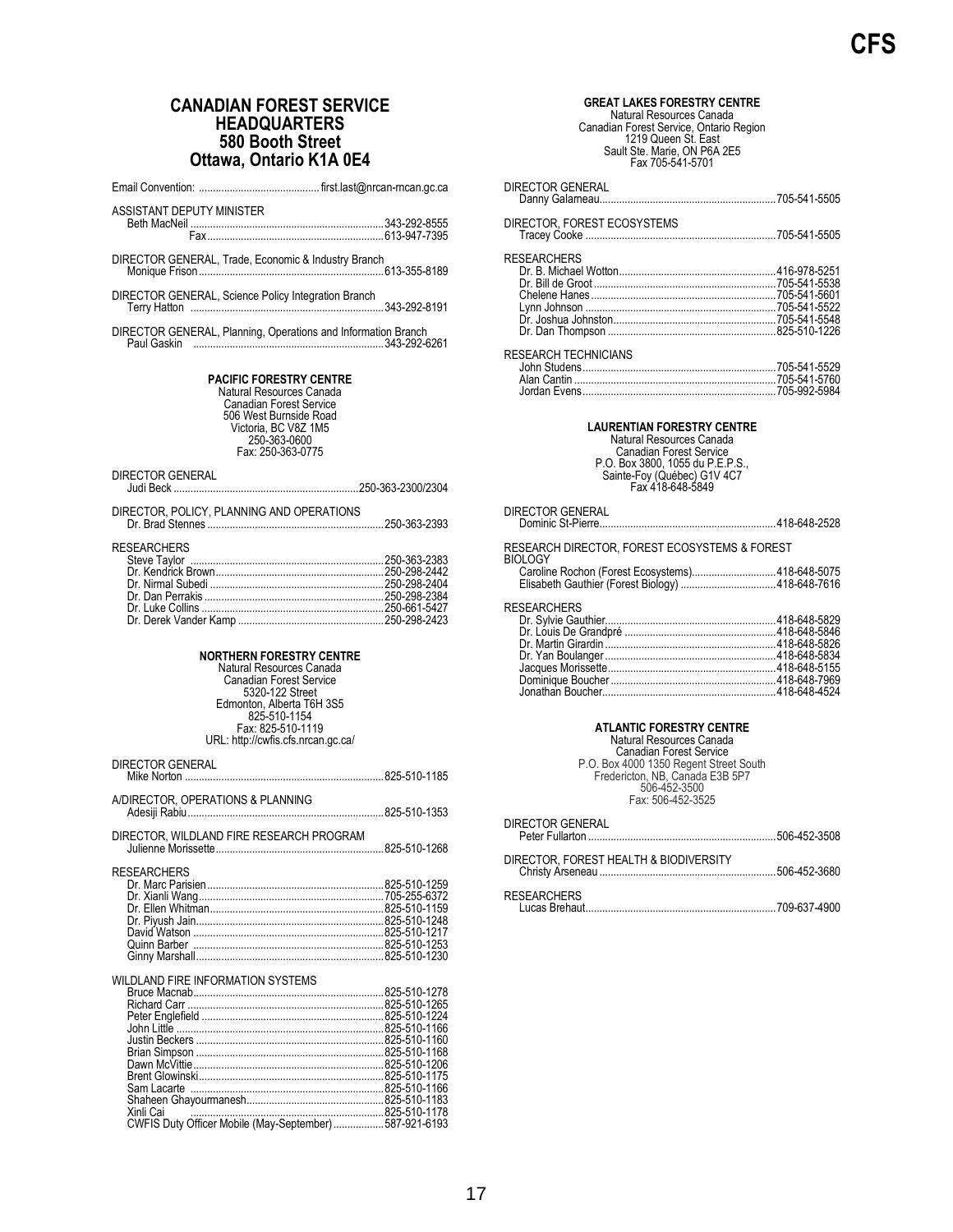## CANADIAN FOREST SERVICE HEADQUARTERS
### 580 Booth Street
### Ottawa, Ontario K1A 0E4

Email Convention: ........................................ first.last@nrcan-rncan.gc.ca

ASSISTANT DEPUTY MINISTER
Beth MacNeil ........................................ 343-292-8555
Fax ........................................ 613-947-7395

DIRECTOR GENERAL, Trade, Economic & Industry Branch
Monique Frison ........................................ 613-355-8189

DIRECTOR GENERAL, Science Policy Integration Branch
Terry Hatton ........................................ 343-292-8191

DIRECTOR GENERAL, Planning, Operations and Information Branch
Paul Gaskin ........................................ 343-292-6261

**PACIFIC FORESTRY CENTRE**
Natural Resources Canada
Canadian Forest Service
506 West Burnside Road
Victoria, BC V8Z 1M5
250-363-0600
Fax: 250-363-0775

DIRECTOR GENERAL
Judi Beck ........................................ 250-363-2300/2304

DIRECTOR, POLICY, PLANNING AND OPERATIONS
Dr. Brad Stennes ........................................ 250-363-2393

RESEARCHERS
Steve Taylor ........................................ 250-363-2383
Dr. Kendrick Brown ........................................ 250-298-2442
Dr. Nirmal Subedi ........................................ 250-298-2404
Dr. Dan Perrakis ........................................ 250-298-2384
Dr. Luke Collins ........................................ 250-661-5427
Dr. Derek Vander Kamp ........................................ 250-298-2423

**NORTHERN FORESTRY CENTRE**
Natural Resources Canada
Canadian Forest Service
5320-122 Street
Edmonton, Alberta T6H 3S5
825-510-1154
Fax: 825-510-1119
URL: http://cwfis.cfs.nrcan.gc.ca/

DIRECTOR GENERAL
Mike Norton ........................................ 825-510-1185

A/DIRECTOR, OPERATIONS & PLANNING
Adesiji Rabiu ........................................ 825-510-1353

DIRECTOR, WILDLAND FIRE RESEARCH PROGRAM
Julienne Morissette ........................................ 825-510-1268

RESEARCHERS
Dr. Marc Parisien ........................................ 825-510-1259
Dr. Xianli Wang ........................................ 705-255-6372
Dr. Ellen Whitman ........................................ 825-510-1159
Dr. Piyush Jain ........................................ 825-510-1248
David Watson ........................................ 825-510-1217
Quinn Barber ........................................ 825-510-1253
Ginny Marshall ........................................ 825-510-1230

WILDLAND FIRE INFORMATION SYSTEMS
Bruce Macnab ........................................ 825-510-1278
Richard Carr ........................................ 825-510-1265
Peter Englefield ........................................ 825-510-1224
John Little ........................................ 825-510-1166
Justin Beckers ........................................ 825-510-1160
Brian Simpson ........................................ 825-510-1168
Dawn McVittie ........................................ 825-510-1206
Brent Glowinski ........................................ 825-510-1175
Sam Lacarte ........................................ 825-510-1166
Shaheen Ghayourmanesh ........................................ 825-510-1183
Xinli Cai ........................................ 825-510-1178
CWFIS Duty Officer Mobile (May-September) ........................................ 587-921-6193

**GREAT LAKES FORESTRY CENTRE**
Natural Resources Canada
Canadian Forest Service, Ontario Region
1219 Queen St. East
Sault Ste. Marie, ON P6A 2E5
Fax 705-541-5701

DIRECTOR GENERAL
Danny Galarneau ........................................ 705-541-5505

DIRECTOR, FOREST ECOSYSTEMS
Tracey Cooke ........................................ 705-541-5505

RESEARCHERS
Dr. B. Michael Wotton ........................................ 416-978-5251
Dr. Bill de Groot ........................................ 705-541-5538
Chelene Hanes ........................................ 705-541-5601
Lynn Johnson ........................................ 705-541-5522
Dr. Joshua Johnston ........................................ 705-541-5548
Dr. Dan Thompson ........................................ 825-510-1226

RESEARCH TECHNICIANS
John Studens ........................................ 705-541-5529
Alan Cantin ........................................ 705-541-5760
Jordan Evens ........................................ 705-992-5984

**LAURENTIAN FORESTRY CENTRE**
Natural Resources Canada
Canadian Forest Service
P.O. Box 3800, 1055 du P.E.P.S.,
Sainte-Foy (Québec) G1V 4C7
Fax 418-648-5849

DIRECTOR GENERAL
Dominic St-Pierre ........................................ 418-648-2528

RESEARCH DIRECTOR, FOREST ECOSYSTEMS & FOREST BIOLOGY
Caroline Rochon (Forest Ecosystems) ........................................ 418-648-5075
Elisabeth Gauthier (Forest Biology) ........................................ 418-648-7616

RESEARCHERS
Dr. Sylvie Gauthier ........................................ 418-648-5829
Dr. Louis De Grandpré ........................................ 418-648-5846
Dr. Martin Girardin ........................................ 418-648-5826
Dr. Yan Boulanger ........................................ 418-648-5834
Jacques Morissette ........................................ 418-648-5155
Dominique Boucher ........................................ 418-648-7969
Jonathan Boucher ........................................ 418-648-4524

**ATLANTIC FORESTRY CENTRE**
Natural Resources Canada
Canadian Forest Service
P.O. Box 4000 1350 Regent Street South
Fredericton, NB, Canada E3B 5P7
506-452-3500
Fax: 506-452-3525

DIRECTOR GENERAL
Peter Fullarton ........................................ 506-452-3508

DIRECTOR, FOREST HEALTH & BIODIVERSITY
Christy Arseneau ........................................ 506-452-3680

RESEARCHERS
Lucas Brehaut ........................................ 709-637-4900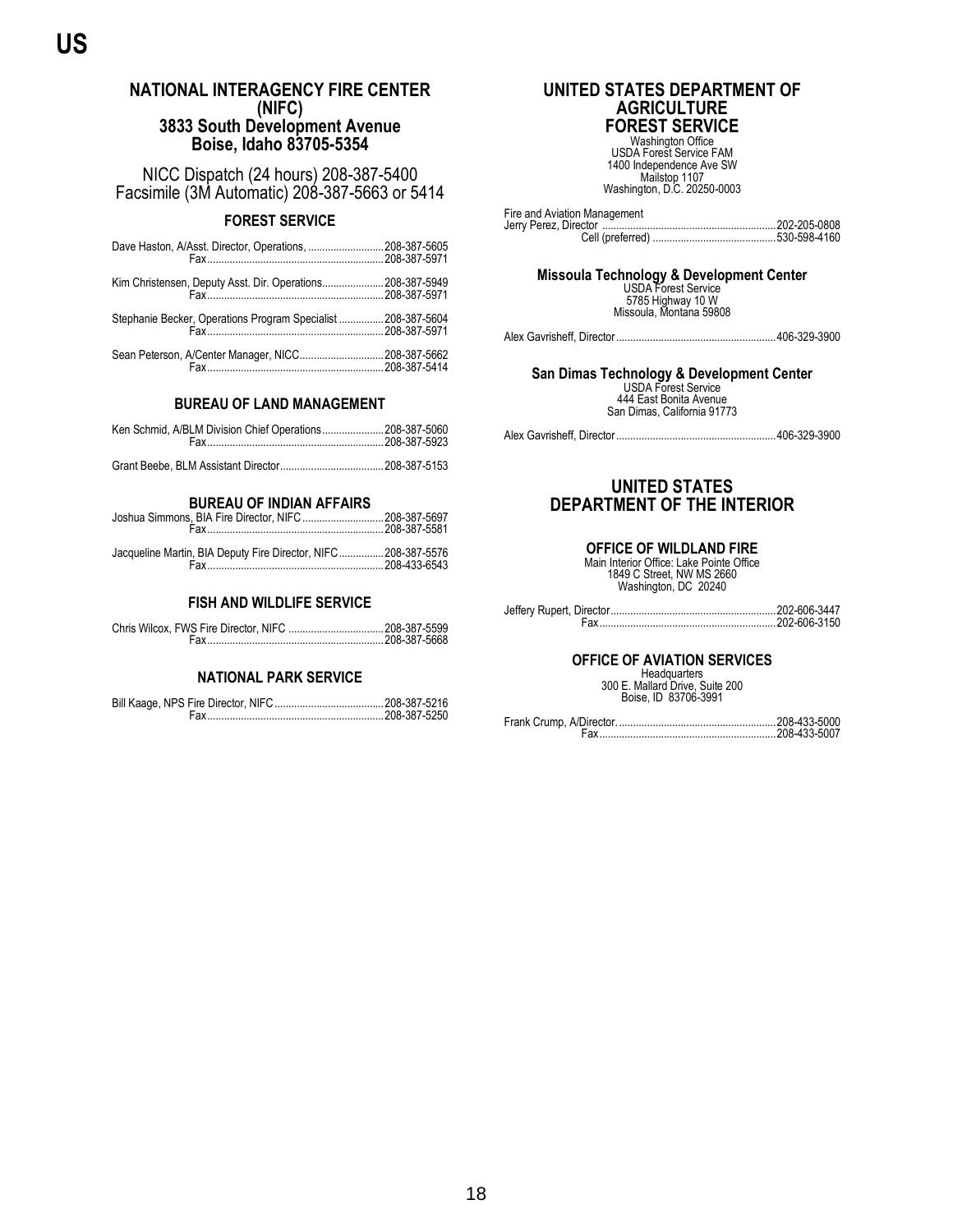# US

## NATIONAL INTERAGENCY FIRE CENTER (NIFC)
## 3833 South Development Avenue
## Boise, Idaho 83705-5354

NICC Dispatch (24 hours) 208-387-5400
Facsimile (3M Automatic) 208-387-5663 or 5414

### FOREST SERVICE

Dave Haston, A/Asst. Director, Operations, ........................... 208-387-5605
Fax............................................................... 208-387-5971

Kim Christensen, Deputy Asst. Dir. Operations...................... 208-387-5949
Fax............................................................... 208-387-5971

Stephanie Becker, Operations Program Specialist ................ 208-387-5604
Fax............................................................... 208-387-5971

Sean Peterson, A/Center Manager, NICC.............................. 208-387-5662
Fax............................................................... 208-387-5414

### BUREAU OF LAND MANAGEMENT

Ken Schmid, A/BLM Division Chief Operations...................... 208-387-5060
Fax............................................................... 208-387-5923

Grant Beebe, BLM Assistant Director..................................... 208-387-5153

### BUREAU OF INDIAN AFFAIRS

Joshua Simmons, BIA Fire Director, NIFC ............................. 208-387-5697
Fax............................................................... 208-387-5581

Jacqueline Martin, BIA Deputy Fire Director, NIFC ................ 208-387-5576
Fax............................................................... 208-433-6543

### FISH AND WILDLIFE SERVICE

Chris Wilcox, FWS Fire Director, NIFC .................................. 208-387-5599
Fax............................................................... 208-387-5668

### NATIONAL PARK SERVICE

Bill Kaage, NPS Fire Director, NIFC ....................................... 208-387-5216
Fax............................................................... 208-387-5250

## UNITED STATES DEPARTMENT OF AGRICULTURE FOREST SERVICE

Washington Office
USDA Forest Service FAM
1400 Independence Ave SW
Mailstop 1107
Washington, D.C. 20250-0003

Fire and Aviation Management
Jerry Perez, Director ............................................................. 202-205-0808
Cell (preferred) ............................................ 530-598-4160

### Missoula Technology & Development Center

USDA Forest Service
5785 Highway 10 W
Missoula, Montana 59808

Alex Gavrisheff, Director ......................................................... 406-329-3900

### San Dimas Technology & Development Center

USDA Forest Service
444 East Bonita Avenue
San Dimas, California 91773

Alex Gavrisheff, Director ......................................................... 406-329-3900

## UNITED STATES DEPARTMENT OF THE INTERIOR

### OFFICE OF WILDLAND FIRE

Main Interior Office: Lake Pointe Office
1849 C Street, NW MS 2660
Washington, DC 20240

Jeffery Rupert, Director ........................................................... 202-606-3447
Fax............................................................... 202-606-3150

### OFFICE OF AVIATION SERVICES

Headquarters
300 E. Mallard Drive, Suite 200
Boise, ID 83706-3991

Frank Crump, A/Director. ........................................................ 208-433-5000
Fax............................................................... 208-433-5007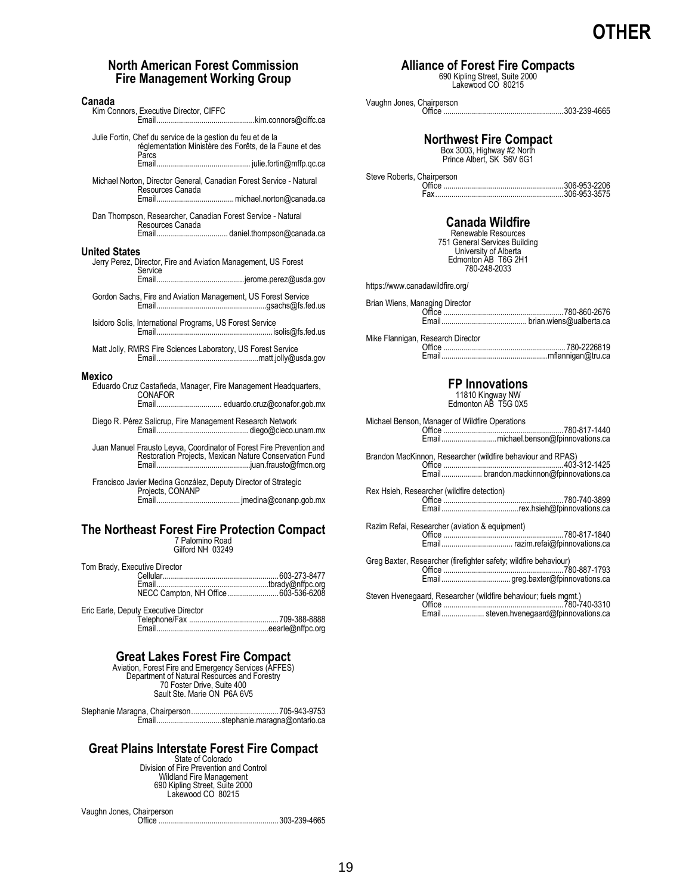# OTHER

## North American Forest Commission Fire Management Working Group

### Canada

Kim Connors, Executive Director, CIFFC
Email................................................kim.connors@ciffc.ca

Julie Fortin, Chef du service de la gestion du feu et de la réglementation Ministère des Forêts, de la Faune et des Parcs
Email............................................. julie.fortin@mffp.qc.ca

Michael Norton, Director General, Canadian Forest Service - Natural Resources Canada
Email...................................... michael.norton@canada.ca

Dan Thompson, Researcher, Canadian Forest Service - Natural Resources Canada
Email.................................. daniel.thompson@canada.ca

### United States

Jerry Perez, Director, Fire and Aviation Management, US Forest Service
Email..........................................jerome.perez@usda.gov

Gordon Sachs, Fire and Aviation Management, US Forest Service
Email......................................................gsachs@fs.fed.us

Isidoro Solis, International Programs, US Forest Service
Email........................................................isolis@fs.fed.us

Matt Jolly, RMRS Fire Sciences Laboratory, US Forest Service
Email.................................................matt.jolly@usda.gov

### Mexico

Eduardo Cruz Castañeda, Manager, Fire Management Headquarters, CONAFOR
Email................................ eduardo.cruz@conafor.gob.mx

Diego R. Pérez Salicrup, Fire Management Research Network
Email............................................ diego@cieco.unam.mx

Juan Manuel Frausto Leyva, Coordinator of Forest Fire Prevention and Restoration Projects, Mexican Nature Conservation Fund
Email.............................................juan.frausto@fmcn.org

Francisco Javier Medina González, Deputy Director of Strategic Projects, CONANP
Email......................................... jmedina@conanp.gob.mx

## The Northeast Forest Fire Protection Compact

7 Palomino Road
Gilford NH 03249

Tom Brady, Executive Director
Cellular.........................................................603-273-8477
Email.......................................................tbrady@nffpc.org
NECC Campton, NH Office.........................603-536-6208

Eric Earle, Deputy Executive Director
Telephone/Fax ...........................................709-388-8888
Email.......................................................eearle@nffpc.org

## Great Lakes Forest Fire Compact

Aviation, Forest Fire and Emergency Services (AFFES)
Department of Natural Resources and Forestry
70 Foster Drive, Suite 400
Sault Ste. Marie ON P6A 6V5

Stephanie Maragna, Chairperson..........................................705-943-9753
Email................................stephanie.maragna@ontario.ca

## Great Plains Interstate Forest Fire Compact

State of Colorado
Division of Fire Prevention and Control
Wildland Fire Management
690 Kipling Street, Suite 2000
Lakewood CO 80215

Vaughn Jones, Chairperson
Office ..........................................................303-239-4665

## Alliance of Forest Fire Compacts

690 Kipling Street, Suite 2000
Lakewood CO 80215

Vaughn Jones, Chairperson
Office ..........................................................303-239-4665

## Northwest Fire Compact

Box 3003, Highway #2 North
Prince Albert, SK S6V 6G1

Steve Roberts, Chairperson
Office ..........................................................306-953-2206
Fax..............................................................306-953-3575

## Canada Wildfire

Renewable Resources
751 General Services Building
University of Alberta
Edmonton AB T6G 2H1
780-248-2033

https://www.canadawildfire.org/

Brian Wiens, Managing Director
Office ..........................................................780-860-2676
Email......................................... brian.wiens@ualberta.ca

Mike Flannigan, Research Director
Office ........................................................... 780-2226819
Email...................................................mflannigan@tru.ca

## FP Innovations

11810 Kingway NW
Edmonton AB T5G 0X5

Michael Benson, Manager of Wildfire Operations
Office ..........................................................780-817-1440
Email..........................michael.benson@fpinnovations.ca

Brandon MacKinnon, Researcher (wildfire behaviour and RPAS)
Office ..........................................................403-312-1425
Email................... brandon.mackinnon@fpinnovations.ca

Rex Hsieh, Researcher (wildfire detection)
Office ..........................................................780-740-3899
Email.....................................rex.hsieh@fpinnovations.ca

Razim Refai, Researcher (aviation & equipment)
Office ..........................................................780-817-1840
Email.................................. razim.refai@fpinnovations.ca

Greg Baxter, Researcher (firefighter safety; wildfire behaviour)
Office ..........................................................780-887-1793
Email.................................greg.baxter@fpinnovations.ca

Steven Hvenegaard, Researcher (wildfire behaviour; fuels mgmt.)
Office ..........................................................780-740-3310
Email.................... steven.hvenegaard@fpinnovations.ca